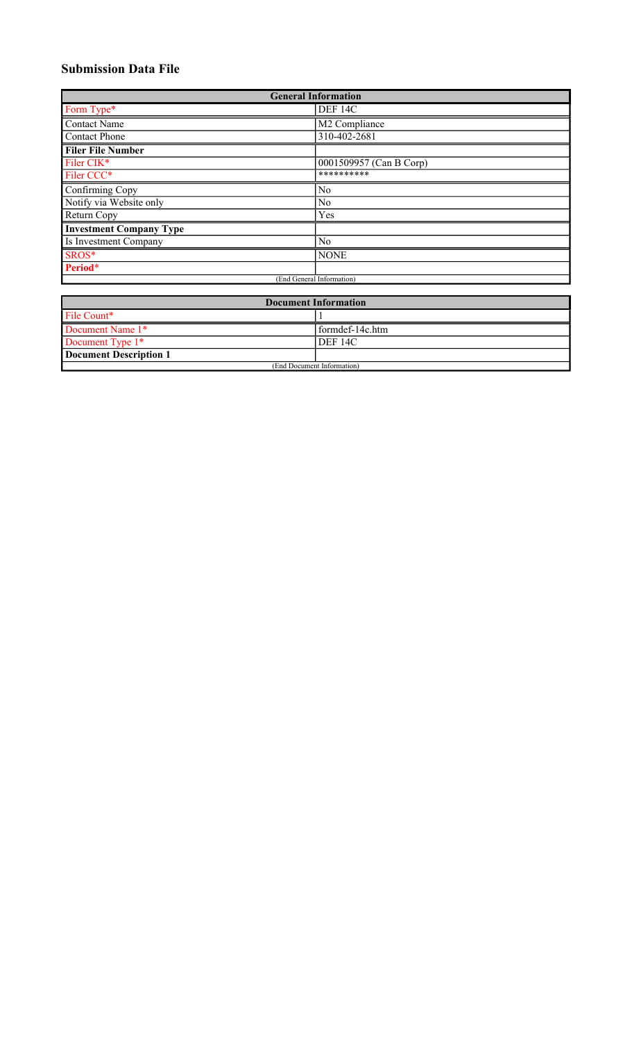## Submission Data File

| General Information | |
|---|---|
| Form Type* | DEF 14C |
| Contact Name | M2 Compliance |
| Contact Phone | 310-402-2681 |
| **Filer File Number** | |
| Filer CIK* | 0001509957 (Can B Corp) |
| Filer CCC* | ********** |
| Confirming Copy | No |
| Notify via Website only | No |
| Return Copy | Yes |
| **Investment Company Type** | |
| Is Investment Company | No |
| SROS* | NONE |
| **Period*** | |
| (End General Information) | |

| Document Information | |
|---|---|
| File Count* | 1 |
| Document Name 1* | formdef-14c.htm |
| Document Type 1* | DEF 14C |
| **Document Description 1** | |
| (End Document Information) | |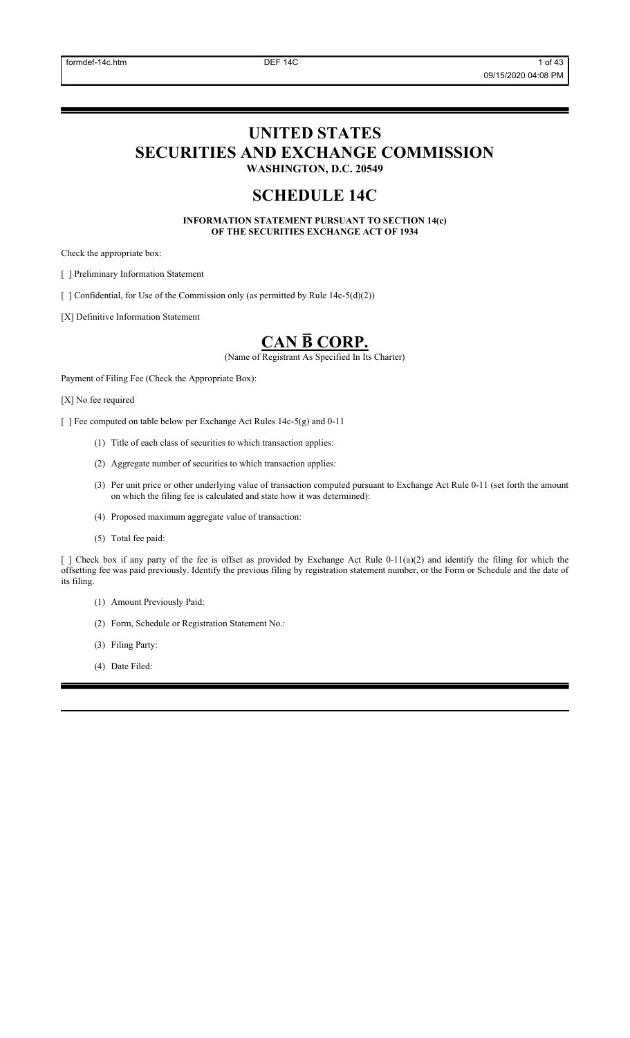# UNITED STATES
# SECURITIES AND EXCHANGE COMMISSION
### WASHINGTON, D.C. 20549

## SCHEDULE 14C

**INFORMATION STATEMENT PURSUANT TO SECTION 14(c)**
**OF THE SECURITIES EXCHANGE ACT OF 1934**

Check the appropriate box:

[ ] Preliminary Information Statement

[ ] Confidential, for Use of the Commission only (as permitted by Rule 14c-5(d)(2))

[X] Definitive Information Statement

# CAN B̅ CORP.

(Name of Registrant As Specified In Its Charter)

Payment of Filing Fee (Check the Appropriate Box):

[X] No fee required

[ ] Fee computed on table below per Exchange Act Rules 14c-5(g) and 0-11

(1) Title of each class of securities to which transaction applies:

(2) Aggregate number of securities to which transaction applies:

(3) Per unit price or other underlying value of transaction computed pursuant to Exchange Act Rule 0-11 (set forth the amount on which the filing fee is calculated and state how it was determined):

(4) Proposed maximum aggregate value of transaction:

(5) Total fee paid:

[ ] Check box if any party of the fee is offset as provided by Exchange Act Rule 0-11(a)(2) and identify the filing for which the offsetting fee was paid previously. Identify the previous filing by registration statement number, or the Form or Schedule and the date of its filing.

(1) Amount Previously Paid:

(2) Form, Schedule or Registration Statement No.:

(3) Filing Party:

(4) Date Filed: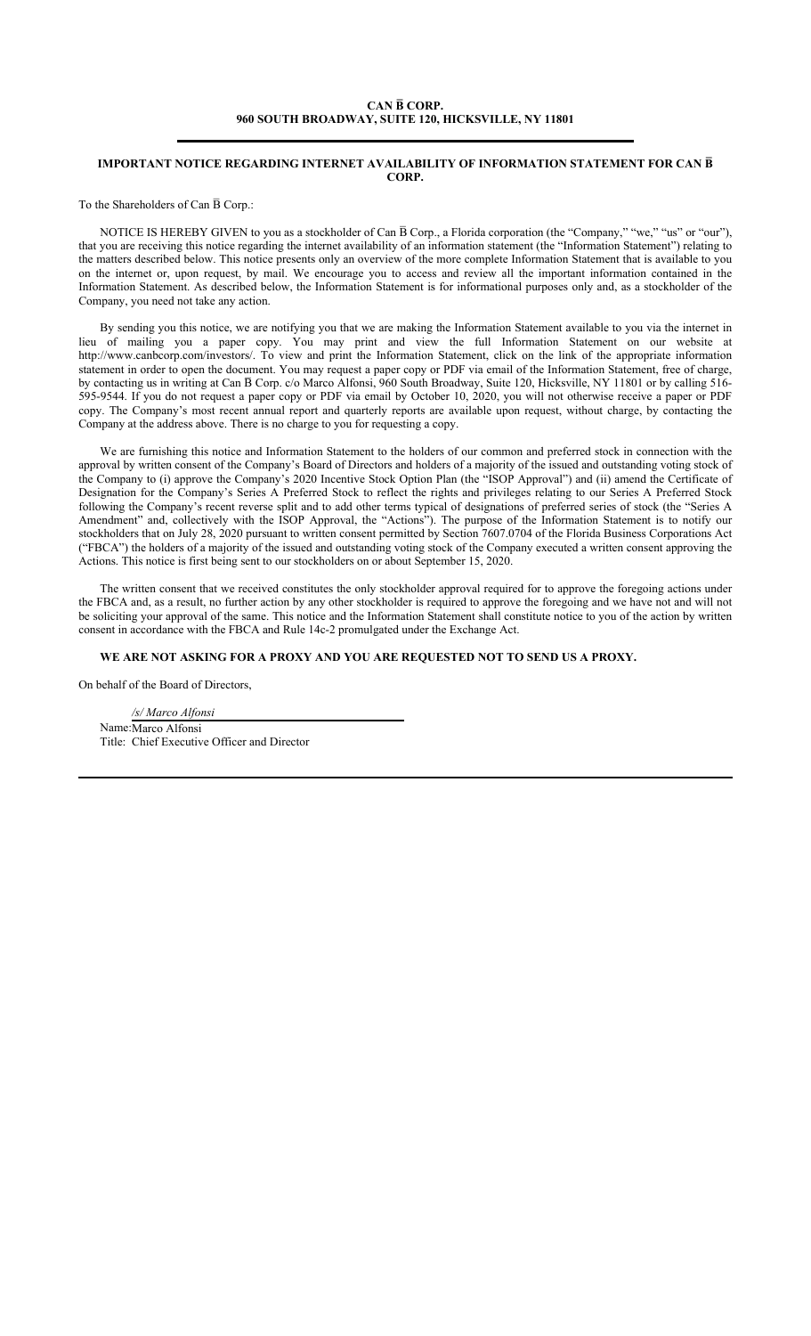**CAN B̅ CORP.**
**960 SOUTH BROADWAY, SUITE 120, HICKSVILLE, NY 11801**

---

**IMPORTANT NOTICE REGARDING INTERNET AVAILABILITY OF INFORMATION STATEMENT FOR CAN B̅ CORP.**

To the Shareholders of Can B̅ Corp.:

NOTICE IS HEREBY GIVEN to you as a stockholder of Can B̅ Corp., a Florida corporation (the "Company," "we," "us" or "our"), that you are receiving this notice regarding the internet availability of an information statement (the "Information Statement") relating to the matters described below. This notice presents only an overview of the more complete Information Statement that is available to you on the internet or, upon request, by mail. We encourage you to access and review all the important information contained in the Information Statement. As described below, the Information Statement is for informational purposes only and, as a stockholder of the Company, you need not take any action.

By sending you this notice, we are notifying you that we are making the Information Statement available to you via the internet in lieu of mailing you a paper copy. You may print and view the full Information Statement on our website at http://www.canbcorp.com/investors/. To view and print the Information Statement, click on the link of the appropriate information statement in order to open the document. You may request a paper copy or PDF via email of the Information Statement, free of charge, by contacting us in writing at Can B̅ Corp. c/o Marco Alfonsi, 960 South Broadway, Suite 120, Hicksville, NY 11801 or by calling 516-595-9544. If you do not request a paper copy or PDF via email by October 10, 2020, you will not otherwise receive a paper or PDF copy. The Company's most recent annual report and quarterly reports are available upon request, without charge, by contacting the Company at the address above. There is no charge to you for requesting a copy.

We are furnishing this notice and Information Statement to the holders of our common and preferred stock in connection with the approval by written consent of the Company's Board of Directors and holders of a majority of the issued and outstanding voting stock of the Company to (i) approve the Company's 2020 Incentive Stock Option Plan (the "ISOP Approval") and (ii) amend the Certificate of Designation for the Company's Series A Preferred Stock to reflect the rights and privileges relating to our Series A Preferred Stock following the Company's recent reverse split and to add other terms typical of designations of preferred series of stock (the "Series A Amendment" and, collectively with the ISOP Approval, the "Actions"). The purpose of the Information Statement is to notify our stockholders that on July 28, 2020 pursuant to written consent permitted by Section 7607.0704 of the Florida Business Corporations Act ("FBCA") the holders of a majority of the issued and outstanding voting stock of the Company executed a written consent approving the Actions. This notice is first being sent to our stockholders on or about September 15, 2020.

The written consent that we received constitutes the only stockholder approval required for to approve the foregoing actions under the FBCA and, as a result, no further action by any other stockholder is required to approve the foregoing and we have not and will not be soliciting your approval of the same. This notice and the Information Statement shall constitute notice to you of the action by written consent in accordance with the FBCA and Rule 14c-2 promulgated under the Exchange Act.

**WE ARE NOT ASKING FOR A PROXY AND YOU ARE REQUESTED NOT TO SEND US A PROXY.**

On behalf of the Board of Directors,

*/s/ Marco Alfonsi*

Name: Marco Alfonsi
Title: Chief Executive Officer and Director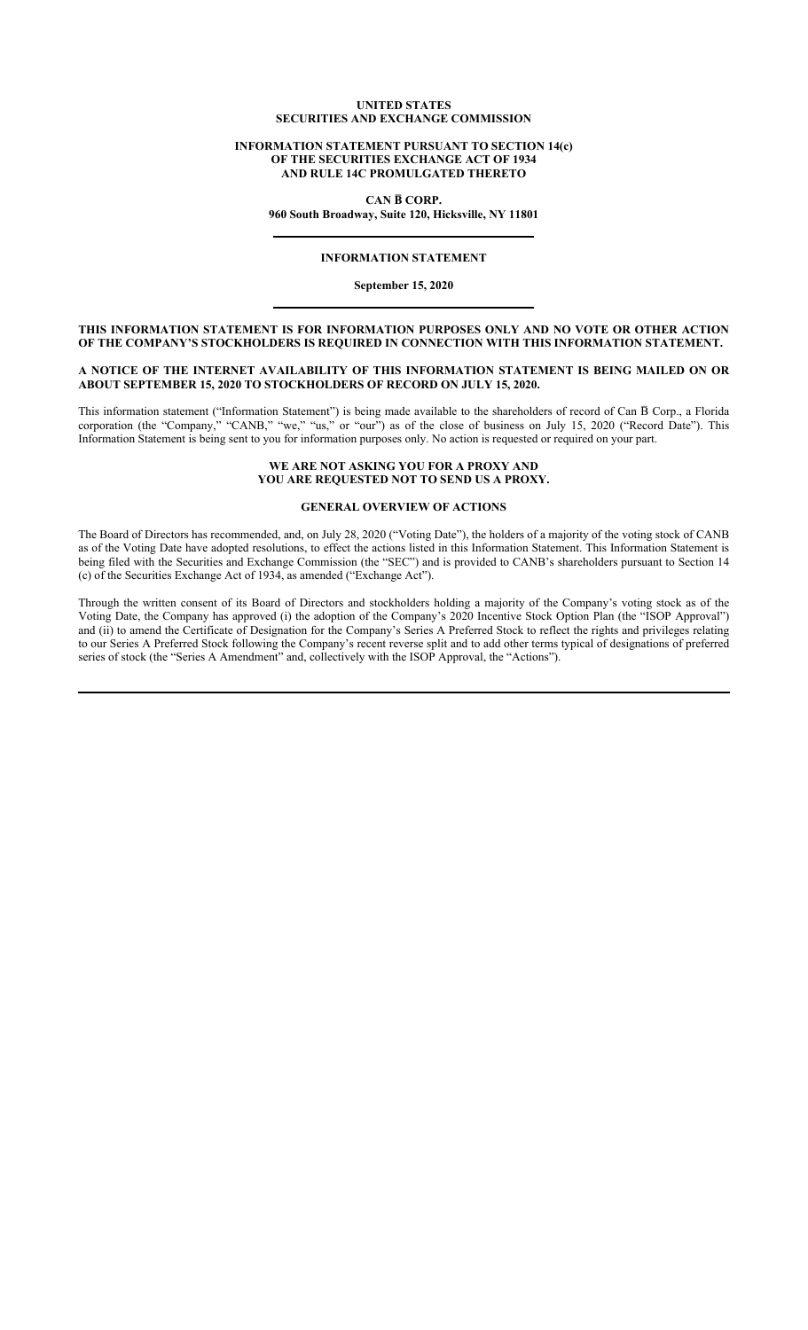**UNITED STATES**
**SECURITIES AND EXCHANGE COMMISSION**

**INFORMATION STATEMENT PURSUANT TO SECTION 14(c)**
**OF THE SECURITIES EXCHANGE ACT OF 1934**
**AND RULE 14C PROMULGATED THERETO**

**CAN B̅ CORP.**
**960 South Broadway, Suite 120, Hicksville, NY 11801**

---

# INFORMATION STATEMENT

**September 15, 2020**

---

**THIS INFORMATION STATEMENT IS FOR INFORMATION PURPOSES ONLY AND NO VOTE OR OTHER ACTION OF THE COMPANY'S STOCKHOLDERS IS REQUIRED IN CONNECTION WITH THIS INFORMATION STATEMENT.**

**A NOTICE OF THE INTERNET AVAILABILITY OF THIS INFORMATION STATEMENT IS BEING MAILED ON OR ABOUT SEPTEMBER 15, 2020 TO STOCKHOLDERS OF RECORD ON JULY 15, 2020.**

This information statement ("Information Statement") is being made available to the shareholders of record of Can B̅ Corp., a Florida corporation (the "Company," "CANB," "we," "us," or "our") as of the close of business on July 15, 2020 ("Record Date"). This Information Statement is being sent to you for information purposes only. No action is requested or required on your part.

**WE ARE NOT ASKING YOU FOR A PROXY AND**
**YOU ARE REQUESTED NOT TO SEND US A PROXY.**

## GENERAL OVERVIEW OF ACTIONS

The Board of Directors has recommended, and, on July 28, 2020 ("Voting Date"), the holders of a majority of the voting stock of CANB as of the Voting Date have adopted resolutions, to effect the actions listed in this Information Statement. This Information Statement is being filed with the Securities and Exchange Commission (the "SEC") and is provided to CANB's shareholders pursuant to Section 14 (c) of the Securities Exchange Act of 1934, as amended ("Exchange Act").

Through the written consent of its Board of Directors and stockholders holding a majority of the Company's voting stock as of the Voting Date, the Company has approved (i) the adoption of the Company's 2020 Incentive Stock Option Plan (the "ISOP Approval") and (ii) to amend the Certificate of Designation for the Company's Series A Preferred Stock to reflect the rights and privileges relating to our Series A Preferred Stock following the Company's recent reverse split and to add other terms typical of designations of preferred series of stock (the "Series A Amendment" and, collectively with the ISOP Approval, the "Actions").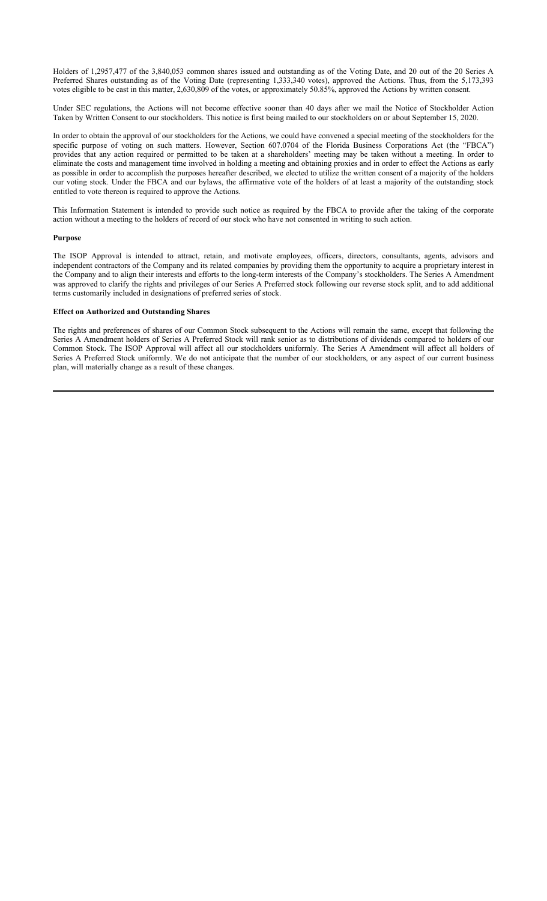Holders of 1,2957,477 of the 3,840,053 common shares issued and outstanding as of the Voting Date, and 20 out of the 20 Series A Preferred Shares outstanding as of the Voting Date (representing 1,333,340 votes), approved the Actions. Thus, from the 5,173,393 votes eligible to be cast in this matter, 2,630,809 of the votes, or approximately 50.85%, approved the Actions by written consent.

Under SEC regulations, the Actions will not become effective sooner than 40 days after we mail the Notice of Stockholder Action Taken by Written Consent to our stockholders. This notice is first being mailed to our stockholders on or about September 15, 2020.

In order to obtain the approval of our stockholders for the Actions, we could have convened a special meeting of the stockholders for the specific purpose of voting on such matters. However, Section 607.0704 of the Florida Business Corporations Act (the "FBCA") provides that any action required or permitted to be taken at a shareholders' meeting may be taken without a meeting. In order to eliminate the costs and management time involved in holding a meeting and obtaining proxies and in order to effect the Actions as early as possible in order to accomplish the purposes hereafter described, we elected to utilize the written consent of a majority of the holders our voting stock. Under the FBCA and our bylaws, the affirmative vote of the holders of at least a majority of the outstanding stock entitled to vote thereon is required to approve the Actions.

This Information Statement is intended to provide such notice as required by the FBCA to provide after the taking of the corporate action without a meeting to the holders of record of our stock who have not consented in writing to such action.

**Purpose**

The ISOP Approval is intended to attract, retain, and motivate employees, officers, directors, consultants, agents, advisors and independent contractors of the Company and its related companies by providing them the opportunity to acquire a proprietary interest in the Company and to align their interests and efforts to the long-term interests of the Company's stockholders. The Series A Amendment was approved to clarify the rights and privileges of our Series A Preferred stock following our reverse stock split, and to add additional terms customarily included in designations of preferred series of stock.

**Effect on Authorized and Outstanding Shares**

The rights and preferences of shares of our Common Stock subsequent to the Actions will remain the same, except that following the Series A Amendment holders of Series A Preferred Stock will rank senior as to distributions of dividends compared to holders of our Common Stock. The ISOP Approval will affect all our stockholders uniformly. The Series A Amendment will affect all holders of Series A Preferred Stock uniformly. We do not anticipate that the number of our stockholders, or any aspect of our current business plan, will materially change as a result of these changes.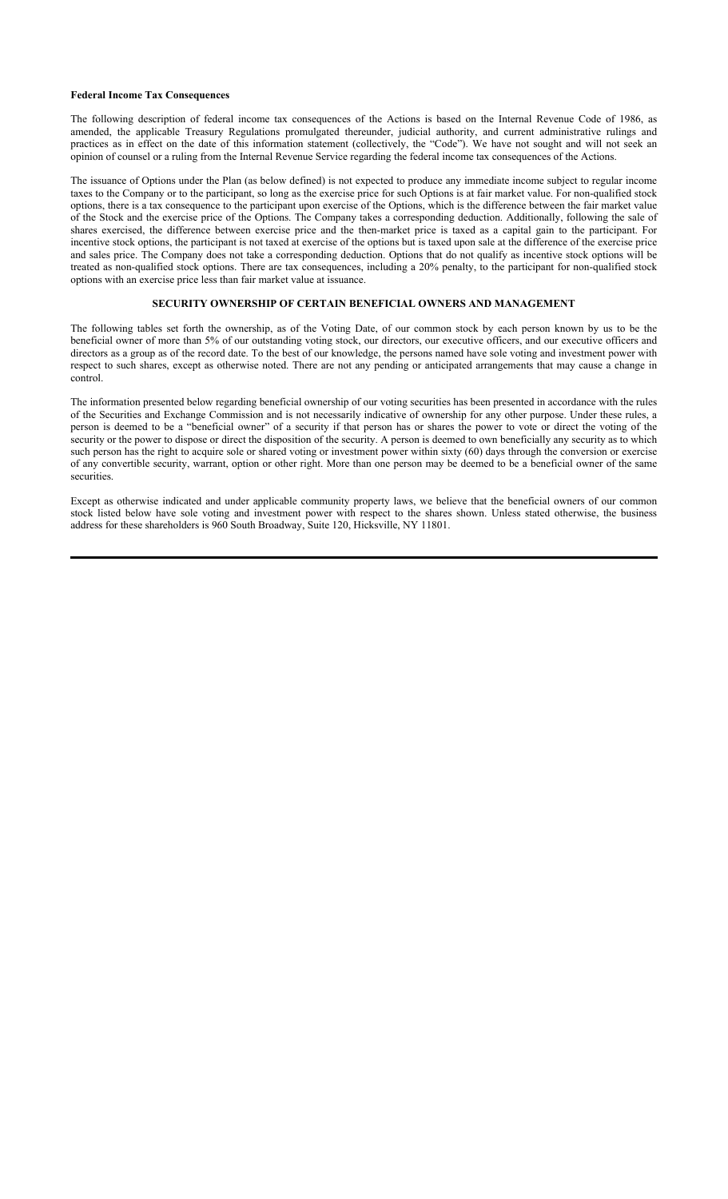**Federal Income Tax Consequences**

The following description of federal income tax consequences of the Actions is based on the Internal Revenue Code of 1986, as amended, the applicable Treasury Regulations promulgated thereunder, judicial authority, and current administrative rulings and practices as in effect on the date of this information statement (collectively, the "Code"). We have not sought and will not seek an opinion of counsel or a ruling from the Internal Revenue Service regarding the federal income tax consequences of the Actions.

The issuance of Options under the Plan (as below defined) is not expected to produce any immediate income subject to regular income taxes to the Company or to the participant, so long as the exercise price for such Options is at fair market value. For non-qualified stock options, there is a tax consequence to the participant upon exercise of the Options, which is the difference between the fair market value of the Stock and the exercise price of the Options. The Company takes a corresponding deduction. Additionally, following the sale of shares exercised, the difference between exercise price and the then-market price is taxed as a capital gain to the participant. For incentive stock options, the participant is not taxed at exercise of the options but is taxed upon sale at the difference of the exercise price and sales price. The Company does not take a corresponding deduction. Options that do not qualify as incentive stock options will be treated as non-qualified stock options. There are tax consequences, including a 20% penalty, to the participant for non-qualified stock options with an exercise price less than fair market value at issuance.

## SECURITY OWNERSHIP OF CERTAIN BENEFICIAL OWNERS AND MANAGEMENT

The following tables set forth the ownership, as of the Voting Date, of our common stock by each person known by us to be the beneficial owner of more than 5% of our outstanding voting stock, our directors, our executive officers, and our executive officers and directors as a group as of the record date. To the best of our knowledge, the persons named have sole voting and investment power with respect to such shares, except as otherwise noted. There are not any pending or anticipated arrangements that may cause a change in control.

The information presented below regarding beneficial ownership of our voting securities has been presented in accordance with the rules of the Securities and Exchange Commission and is not necessarily indicative of ownership for any other purpose. Under these rules, a person is deemed to be a "beneficial owner" of a security if that person has or shares the power to vote or direct the voting of the security or the power to dispose or direct the disposition of the security. A person is deemed to own beneficially any security as to which such person has the right to acquire sole or shared voting or investment power within sixty (60) days through the conversion or exercise of any convertible security, warrant, option or other right. More than one person may be deemed to be a beneficial owner of the same securities.

Except as otherwise indicated and under applicable community property laws, we believe that the beneficial owners of our common stock listed below have sole voting and investment power with respect to the shares shown. Unless stated otherwise, the business address for these shareholders is 960 South Broadway, Suite 120, Hicksville, NY 11801.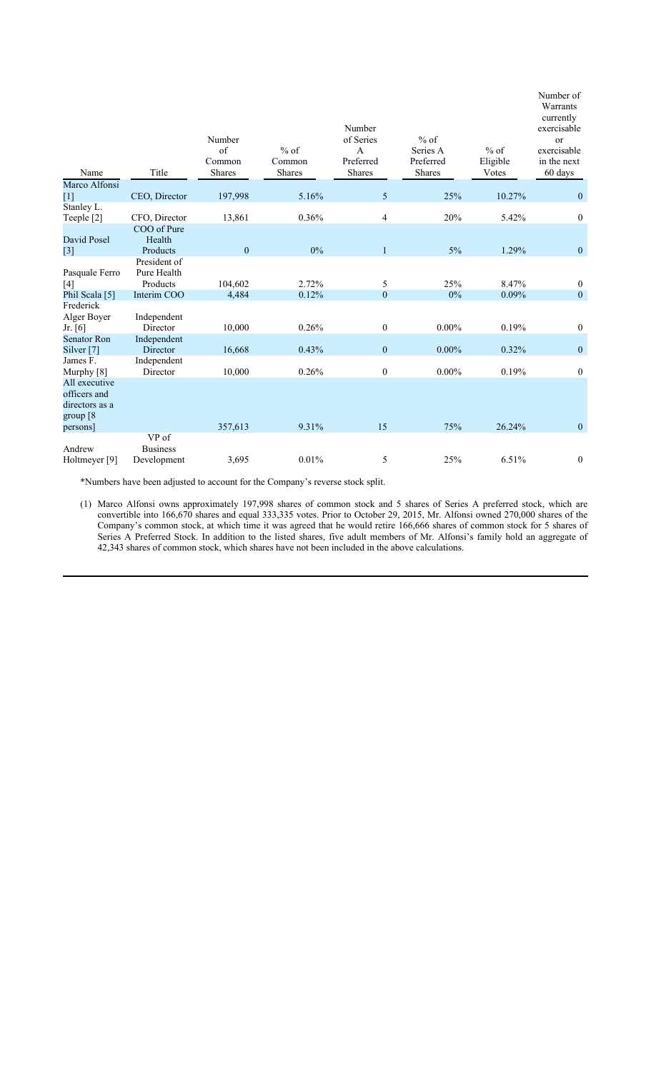| Name | Title | Number of Common Shares | % of Common Shares | Number of Series A Preferred Shares | % of Series A Preferred Shares | % of Eligible Votes | Number of Warrants currently exercisable or exercisable in the next 60 days |
|---|---|---|---|---|---|---|---|
| Marco Alfonsi [1] | CEO, Director | 197,998 | 5.16% | 5 | 25% | 10.27% | 0 |
| Stanley L. Teeple [2] | CFO, Director | 13,861 | 0.36% | 4 | 20% | 5.42% | 0 |
| David Posel [3] | COO of Pure Health Products | 0 | 0% | 1 | 5% | 1.29% | 0 |
| Pasquale Ferro [4] | President of Pure Health Products | 104,602 | 2.72% | 5 | 25% | 8.47% | 0 |
| Phil Scala [5] | Interim COO | 4,484 | 0.12% | 0 | 0% | 0.09% | 0 |
| Frederick Alger Boyer Jr. [6] | Independent Director | 10,000 | 0.26% | 0 | 0.00% | 0.19% | 0 |
| Senator Ron Silver [7] | Independent Director | 16,668 | 0.43% | 0 | 0.00% | 0.32% | 0 |
| James F. Murphy [8] | Independent Director | 10,000 | 0.26% | 0 | 0.00% | 0.19% | 0 |
| All executive officers and directors as a group [8 persons] | | 357,613 | 9.31% | 15 | 75% | 26.24% | 0 |
| Andrew Holtmeyer [9] | VP of Business Development | 3,695 | 0.01% | 5 | 25% | 6.51% | 0 |

*Numbers have been adjusted to account for the Company's reverse stock split.

(1) Marco Alfonsi owns approximately 197,998 shares of common stock and 5 shares of Series A preferred stock, which are convertible into 166,670 shares and equal 333,335 votes. Prior to October 29, 2015, Mr. Alfonsi owned 270,000 shares of the Company's common stock, at which time it was agreed that he would retire 166,666 shares of common stock for 5 shares of Series A Preferred Stock. In addition to the listed shares, five adult members of Mr. Alfonsi's family hold an aggregate of 42,343 shares of common stock, which shares have not been included in the above calculations.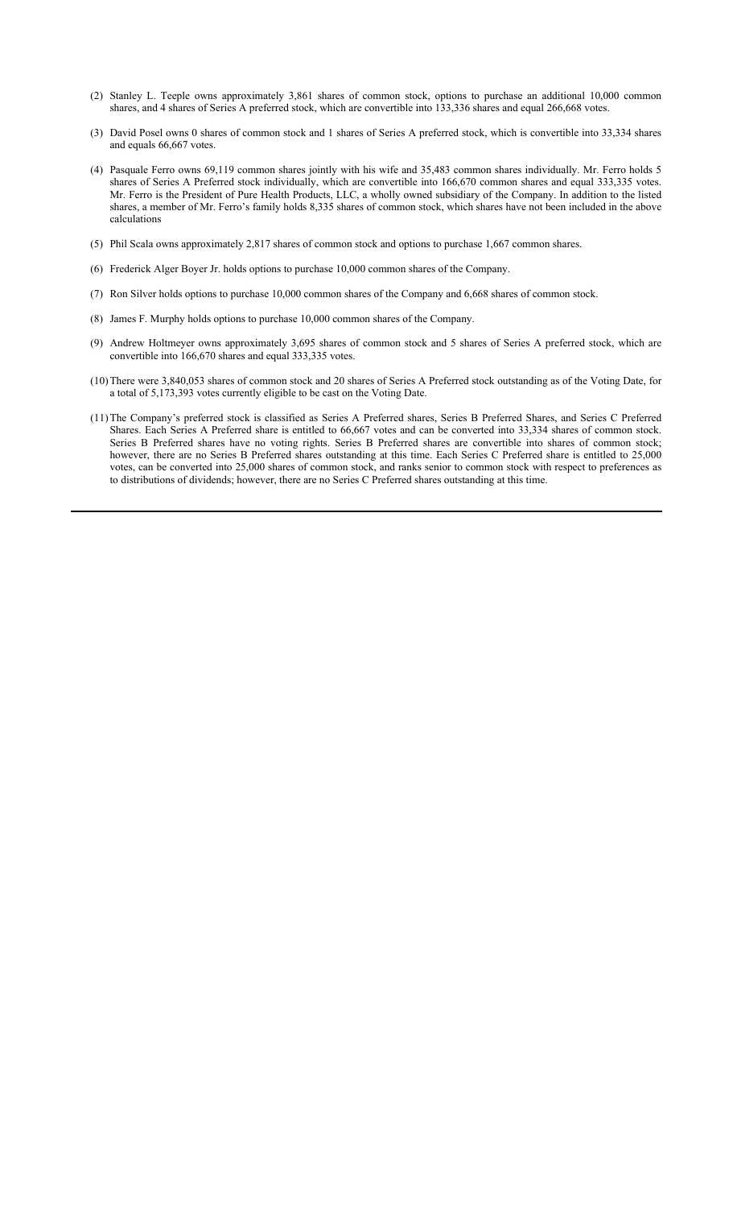(2) Stanley L. Teeple owns approximately 3,861 shares of common stock, options to purchase an additional 10,000 common shares, and 4 shares of Series A preferred stock, which are convertible into 133,336 shares and equal 266,668 votes.

(3) David Posel owns 0 shares of common stock and 1 shares of Series A preferred stock, which is convertible into 33,334 shares and equals 66,667 votes.

(4) Pasquale Ferro owns 69,119 common shares jointly with his wife and 35,483 common shares individually. Mr. Ferro holds 5 shares of Series A Preferred stock individually, which are convertible into 166,670 common shares and equal 333,335 votes. Mr. Ferro is the President of Pure Health Products, LLC, a wholly owned subsidiary of the Company. In addition to the listed shares, a member of Mr. Ferro's family holds 8,335 shares of common stock, which shares have not been included in the above calculations

(5) Phil Scala owns approximately 2,817 shares of common stock and options to purchase 1,667 common shares.

(6) Frederick Alger Boyer Jr. holds options to purchase 10,000 common shares of the Company.

(7) Ron Silver holds options to purchase 10,000 common shares of the Company and 6,668 shares of common stock.

(8) James F. Murphy holds options to purchase 10,000 common shares of the Company.

(9) Andrew Holtmeyer owns approximately 3,695 shares of common stock and 5 shares of Series A preferred stock, which are convertible into 166,670 shares and equal 333,335 votes.

(10) There were 3,840,053 shares of common stock and 20 shares of Series A Preferred stock outstanding as of the Voting Date, for a total of 5,173,393 votes currently eligible to be cast on the Voting Date.

(11) The Company's preferred stock is classified as Series A Preferred shares, Series B Preferred Shares, and Series C Preferred Shares. Each Series A Preferred share is entitled to 66,667 votes and can be converted into 33,334 shares of common stock. Series B Preferred shares have no voting rights. Series B Preferred shares are convertible into shares of common stock; however, there are no Series B Preferred shares outstanding at this time. Each Series C Preferred share is entitled to 25,000 votes, can be converted into 25,000 shares of common stock, and ranks senior to common stock with respect to preferences as to distributions of dividends; however, there are no Series C Preferred shares outstanding at this time.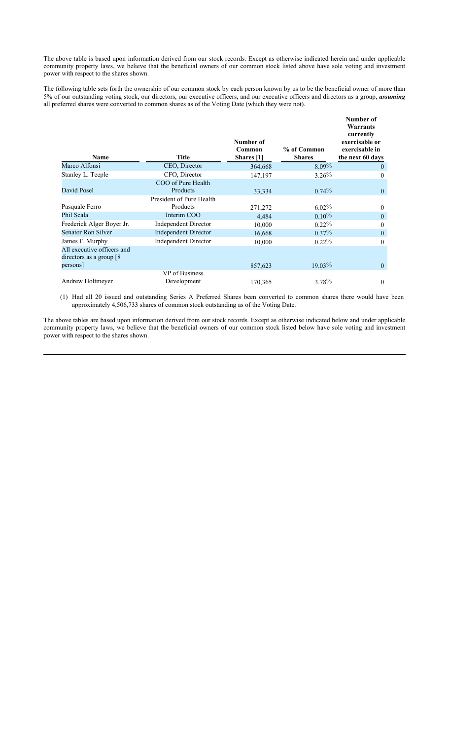The above table is based upon information derived from our stock records. Except as otherwise indicated herein and under applicable community property laws, we believe that the beneficial owners of our common stock listed above have sole voting and investment power with respect to the shares shown.

The following table sets forth the ownership of our common stock by each person known by us to be the beneficial owner of more than 5% of our outstanding voting stock, our directors, our executive officers, and our executive officers and directors as a group, ***assuming*** all preferred shares were converted to common shares as of the Voting Date (which they were not).

| Name | Title | Number of Common Shares [1] | % of Common Shares | Number of Warrants currently exercisable or exercisable in the next 60 days |
|---|---|---|---|---|
| Marco Alfonsi | CEO, Director | 364,668 | 8.09% | 0 |
| Stanley L. Teeple | CFO, Director | 147,197 | 3.26% | 0 |
| David Posel | COO of Pure Health Products | 33,334 | 0.74% | 0 |
| Pasquale Ferro | President of Pure Health Products | 271,272 | 6.02% | 0 |
| Phil Scala | Interim COO | 4,484 | 0.10% | 0 |
| Frederick Alger Boyer Jr. | Independent Director | 10,000 | 0.22% | 0 |
| Senator Ron Silver | Independent Director | 16,668 | 0.37% | 0 |
| James F. Murphy | Independent Director | 10,000 | 0.22% | 0 |
| All executive officers and directors as a group [8 persons] | | 857,623 | 19.03% | 0 |
| Andrew Holtmeyer | VP of Business Development | 170,365 | 3.78% | 0 |

(1) Had all 20 issued and outstanding Series A Preferred Shares been converted to common shares there would have been approximately 4,506,733 shares of common stock outstanding as of the Voting Date.

The above tables are based upon information derived from our stock records. Except as otherwise indicated below and under applicable community property laws, we believe that the beneficial owners of our common stock listed below have sole voting and investment power with respect to the shares shown.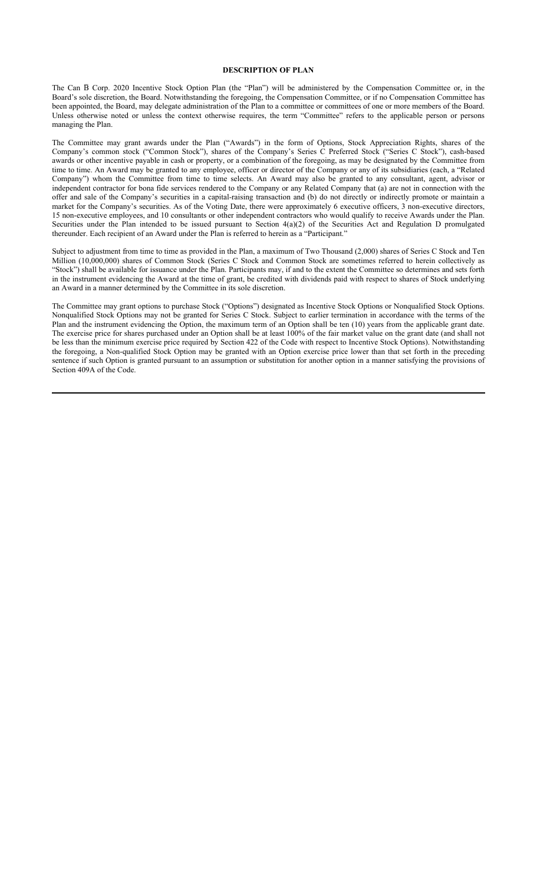**DESCRIPTION OF PLAN**

The Can B̅ Corp. 2020 Incentive Stock Option Plan (the "Plan") will be administered by the Compensation Committee or, in the Board's sole discretion, the Board. Notwithstanding the foregoing, the Compensation Committee, or if no Compensation Committee has been appointed, the Board, may delegate administration of the Plan to a committee or committees of one or more members of the Board. Unless otherwise noted or unless the context otherwise requires, the term "Committee" refers to the applicable person or persons managing the Plan.

The Committee may grant awards under the Plan ("Awards") in the form of Options, Stock Appreciation Rights, shares of the Company's common stock ("Common Stock"), shares of the Company's Series C Preferred Stock ("Series C Stock"), cash-based awards or other incentive payable in cash or property, or a combination of the foregoing, as may be designated by the Committee from time to time. An Award may be granted to any employee, officer or director of the Company or any of its subsidiaries (each, a "Related Company") whom the Committee from time to time selects. An Award may also be granted to any consultant, agent, advisor or independent contractor for bona fide services rendered to the Company or any Related Company that (a) are not in connection with the offer and sale of the Company's securities in a capital-raising transaction and (b) do not directly or indirectly promote or maintain a market for the Company's securities. As of the Voting Date, there were approximately 6 executive officers, 3 non-executive directors, 15 non-executive employees, and 10 consultants or other independent contractors who would qualify to receive Awards under the Plan. Securities under the Plan intended to be issued pursuant to Section 4(a)(2) of the Securities Act and Regulation D promulgated thereunder. Each recipient of an Award under the Plan is referred to herein as a "Participant."

Subject to adjustment from time to time as provided in the Plan, a maximum of Two Thousand (2,000) shares of Series C Stock and Ten Million (10,000,000) shares of Common Stock (Series C Stock and Common Stock are sometimes referred to herein collectively as "Stock") shall be available for issuance under the Plan. Participants may, if and to the extent the Committee so determines and sets forth in the instrument evidencing the Award at the time of grant, be credited with dividends paid with respect to shares of Stock underlying an Award in a manner determined by the Committee in its sole discretion.

The Committee may grant options to purchase Stock ("Options") designated as Incentive Stock Options or Nonqualified Stock Options. Nonqualified Stock Options may not be granted for Series C Stock. Subject to earlier termination in accordance with the terms of the Plan and the instrument evidencing the Option, the maximum term of an Option shall be ten (10) years from the applicable grant date. The exercise price for shares purchased under an Option shall be at least 100% of the fair market value on the grant date (and shall not be less than the minimum exercise price required by Section 422 of the Code with respect to Incentive Stock Options). Notwithstanding the foregoing, a Non-qualified Stock Option may be granted with an Option exercise price lower than that set forth in the preceding sentence if such Option is granted pursuant to an assumption or substitution for another option in a manner satisfying the provisions of Section 409A of the Code.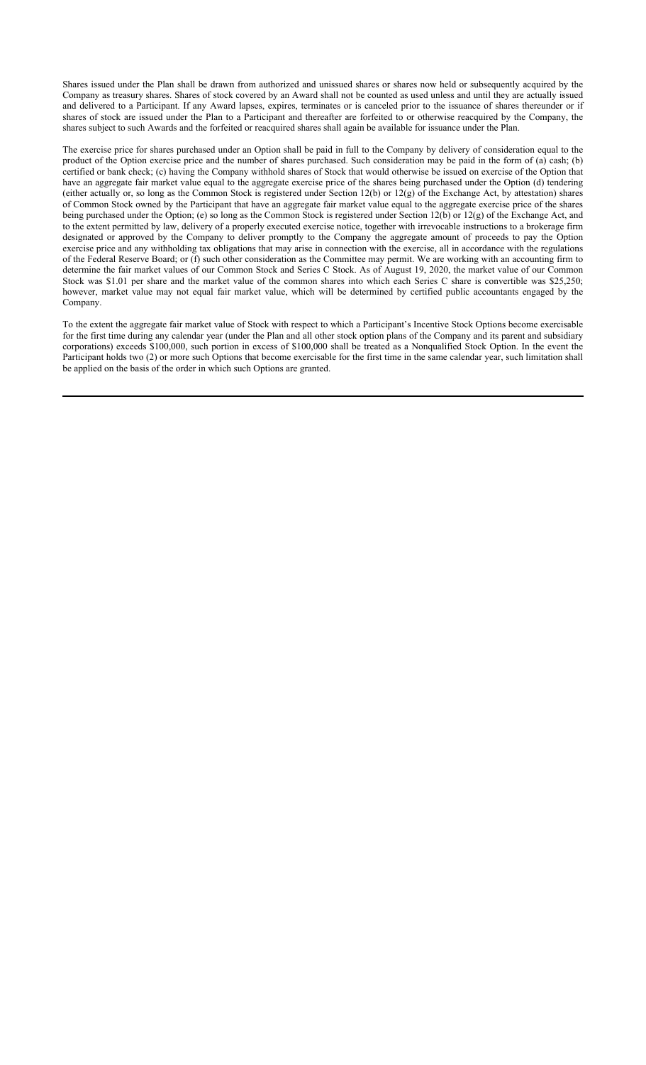Shares issued under the Plan shall be drawn from authorized and unissued shares or shares now held or subsequently acquired by the Company as treasury shares. Shares of stock covered by an Award shall not be counted as used unless and until they are actually issued and delivered to a Participant. If any Award lapses, expires, terminates or is canceled prior to the issuance of shares thereunder or if shares of stock are issued under the Plan to a Participant and thereafter are forfeited to or otherwise reacquired by the Company, the shares subject to such Awards and the forfeited or reacquired shares shall again be available for issuance under the Plan.

The exercise price for shares purchased under an Option shall be paid in full to the Company by delivery of consideration equal to the product of the Option exercise price and the number of shares purchased. Such consideration may be paid in the form of (a) cash; (b) certified or bank check; (c) having the Company withhold shares of Stock that would otherwise be issued on exercise of the Option that have an aggregate fair market value equal to the aggregate exercise price of the shares being purchased under the Option (d) tendering (either actually or, so long as the Common Stock is registered under Section 12(b) or 12(g) of the Exchange Act, by attestation) shares of Common Stock owned by the Participant that have an aggregate fair market value equal to the aggregate exercise price of the shares being purchased under the Option; (e) so long as the Common Stock is registered under Section 12(b) or 12(g) of the Exchange Act, and to the extent permitted by law, delivery of a properly executed exercise notice, together with irrevocable instructions to a brokerage firm designated or approved by the Company to deliver promptly to the Company the aggregate amount of proceeds to pay the Option exercise price and any withholding tax obligations that may arise in connection with the exercise, all in accordance with the regulations of the Federal Reserve Board; or (f) such other consideration as the Committee may permit. We are working with an accounting firm to determine the fair market values of our Common Stock and Series C Stock. As of August 19, 2020, the market value of our Common Stock was $1.01 per share and the market value of the common shares into which each Series C share is convertible was $25,250; however, market value may not equal fair market value, which will be determined by certified public accountants engaged by the Company.

To the extent the aggregate fair market value of Stock with respect to which a Participant's Incentive Stock Options become exercisable for the first time during any calendar year (under the Plan and all other stock option plans of the Company and its parent and subsidiary corporations) exceeds $100,000, such portion in excess of $100,000 shall be treated as a Nonqualified Stock Option. In the event the Participant holds two (2) or more such Options that become exercisable for the first time in the same calendar year, such limitation shall be applied on the basis of the order in which such Options are granted.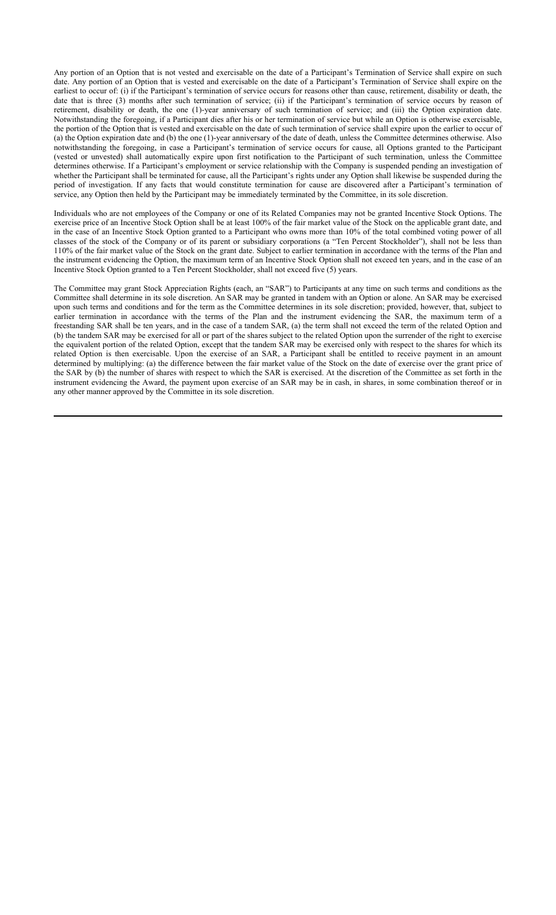Any portion of an Option that is not vested and exercisable on the date of a Participant's Termination of Service shall expire on such date. Any portion of an Option that is vested and exercisable on the date of a Participant's Termination of Service shall expire on the earliest to occur of: (i) if the Participant's termination of service occurs for reasons other than cause, retirement, disability or death, the date that is three (3) months after such termination of service; (ii) if the Participant's termination of service occurs by reason of retirement, disability or death, the one (1)-year anniversary of such termination of service; and (iii) the Option expiration date. Notwithstanding the foregoing, if a Participant dies after his or her termination of service but while an Option is otherwise exercisable, the portion of the Option that is vested and exercisable on the date of such termination of service shall expire upon the earlier to occur of (a) the Option expiration date and (b) the one (1)-year anniversary of the date of death, unless the Committee determines otherwise. Also notwithstanding the foregoing, in case a Participant's termination of service occurs for cause, all Options granted to the Participant (vested or unvested) shall automatically expire upon first notification to the Participant of such termination, unless the Committee determines otherwise. If a Participant's employment or service relationship with the Company is suspended pending an investigation of whether the Participant shall be terminated for cause, all the Participant's rights under any Option shall likewise be suspended during the period of investigation. If any facts that would constitute termination for cause are discovered after a Participant's termination of service, any Option then held by the Participant may be immediately terminated by the Committee, in its sole discretion.

Individuals who are not employees of the Company or one of its Related Companies may not be granted Incentive Stock Options. The exercise price of an Incentive Stock Option shall be at least 100% of the fair market value of the Stock on the applicable grant date, and in the case of an Incentive Stock Option granted to a Participant who owns more than 10% of the total combined voting power of all classes of the stock of the Company or of its parent or subsidiary corporations (a "Ten Percent Stockholder"), shall not be less than 110% of the fair market value of the Stock on the grant date. Subject to earlier termination in accordance with the terms of the Plan and the instrument evidencing the Option, the maximum term of an Incentive Stock Option shall not exceed ten years, and in the case of an Incentive Stock Option granted to a Ten Percent Stockholder, shall not exceed five (5) years.

The Committee may grant Stock Appreciation Rights (each, an "SAR") to Participants at any time on such terms and conditions as the Committee shall determine in its sole discretion. An SAR may be granted in tandem with an Option or alone. An SAR may be exercised upon such terms and conditions and for the term as the Committee determines in its sole discretion; provided, however, that, subject to earlier termination in accordance with the terms of the Plan and the instrument evidencing the SAR, the maximum term of a freestanding SAR shall be ten years, and in the case of a tandem SAR, (a) the term shall not exceed the term of the related Option and (b) the tandem SAR may be exercised for all or part of the shares subject to the related Option upon the surrender of the right to exercise the equivalent portion of the related Option, except that the tandem SAR may be exercised only with respect to the shares for which its related Option is then exercisable. Upon the exercise of an SAR, a Participant shall be entitled to receive payment in an amount determined by multiplying: (a) the difference between the fair market value of the Stock on the date of exercise over the grant price of the SAR by (b) the number of shares with respect to which the SAR is exercised. At the discretion of the Committee as set forth in the instrument evidencing the Award, the payment upon exercise of an SAR may be in cash, in shares, in some combination thereof or in any other manner approved by the Committee in its sole discretion.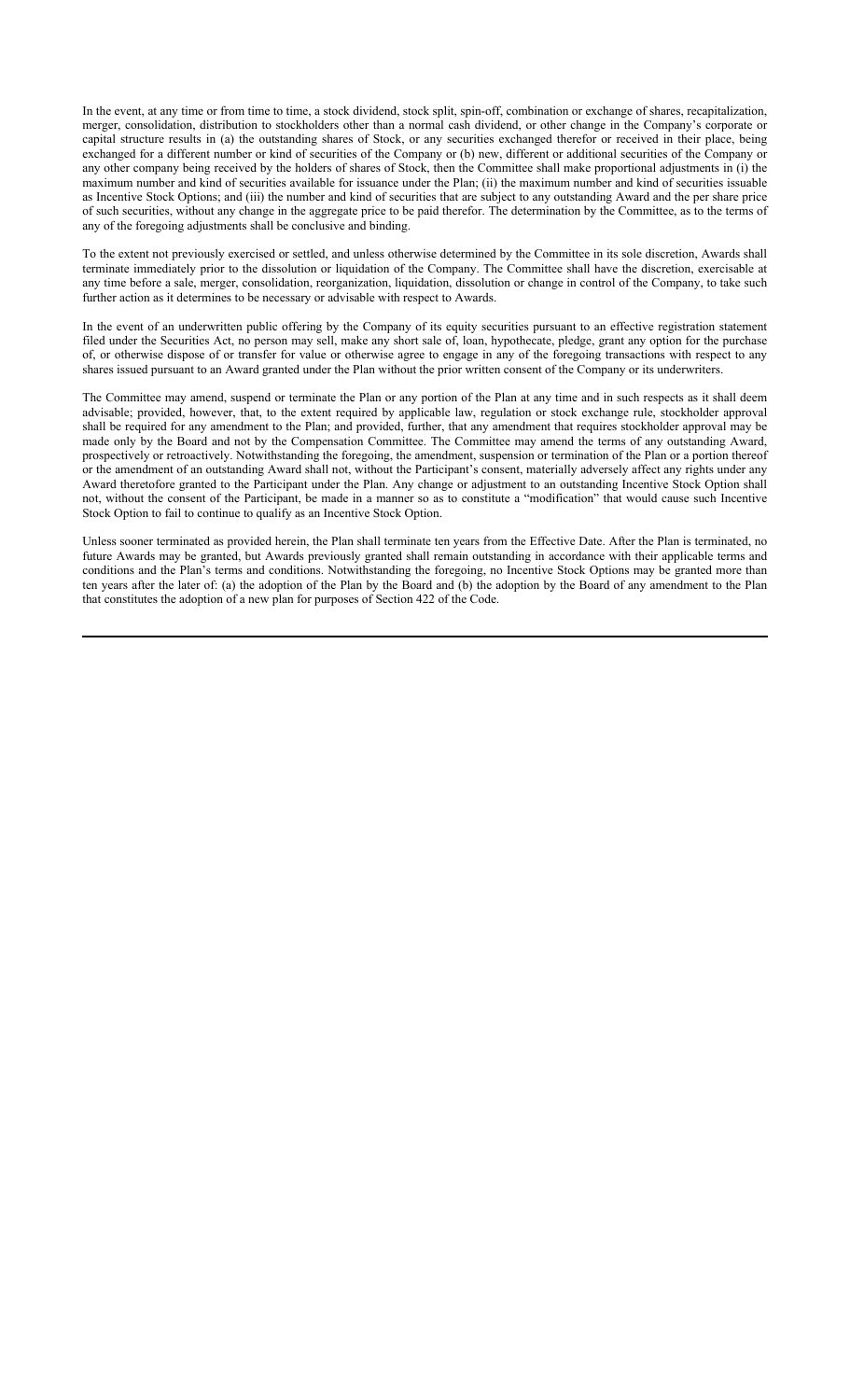In the event, at any time or from time to time, a stock dividend, stock split, spin-off, combination or exchange of shares, recapitalization, merger, consolidation, distribution to stockholders other than a normal cash dividend, or other change in the Company's corporate or capital structure results in (a) the outstanding shares of Stock, or any securities exchanged therefor or received in their place, being exchanged for a different number or kind of securities of the Company or (b) new, different or additional securities of the Company or any other company being received by the holders of shares of Stock, then the Committee shall make proportional adjustments in (i) the maximum number and kind of securities available for issuance under the Plan; (ii) the maximum number and kind of securities issuable as Incentive Stock Options; and (iii) the number and kind of securities that are subject to any outstanding Award and the per share price of such securities, without any change in the aggregate price to be paid therefor. The determination by the Committee, as to the terms of any of the foregoing adjustments shall be conclusive and binding.

To the extent not previously exercised or settled, and unless otherwise determined by the Committee in its sole discretion, Awards shall terminate immediately prior to the dissolution or liquidation of the Company. The Committee shall have the discretion, exercisable at any time before a sale, merger, consolidation, reorganization, liquidation, dissolution or change in control of the Company, to take such further action as it determines to be necessary or advisable with respect to Awards.

In the event of an underwritten public offering by the Company of its equity securities pursuant to an effective registration statement filed under the Securities Act, no person may sell, make any short sale of, loan, hypothecate, pledge, grant any option for the purchase of, or otherwise dispose of or transfer for value or otherwise agree to engage in any of the foregoing transactions with respect to any shares issued pursuant to an Award granted under the Plan without the prior written consent of the Company or its underwriters.

The Committee may amend, suspend or terminate the Plan or any portion of the Plan at any time and in such respects as it shall deem advisable; provided, however, that, to the extent required by applicable law, regulation or stock exchange rule, stockholder approval shall be required for any amendment to the Plan; and provided, further, that any amendment that requires stockholder approval may be made only by the Board and not by the Compensation Committee. The Committee may amend the terms of any outstanding Award, prospectively or retroactively. Notwithstanding the foregoing, the amendment, suspension or termination of the Plan or a portion thereof or the amendment of an outstanding Award shall not, without the Participant's consent, materially adversely affect any rights under any Award theretofore granted to the Participant under the Plan. Any change or adjustment to an outstanding Incentive Stock Option shall not, without the consent of the Participant, be made in a manner so as to constitute a "modification" that would cause such Incentive Stock Option to fail to continue to qualify as an Incentive Stock Option.

Unless sooner terminated as provided herein, the Plan shall terminate ten years from the Effective Date. After the Plan is terminated, no future Awards may be granted, but Awards previously granted shall remain outstanding in accordance with their applicable terms and conditions and the Plan's terms and conditions. Notwithstanding the foregoing, no Incentive Stock Options may be granted more than ten years after the later of: (a) the adoption of the Plan by the Board and (b) the adoption by the Board of any amendment to the Plan that constitutes the adoption of a new plan for purposes of Section 422 of the Code.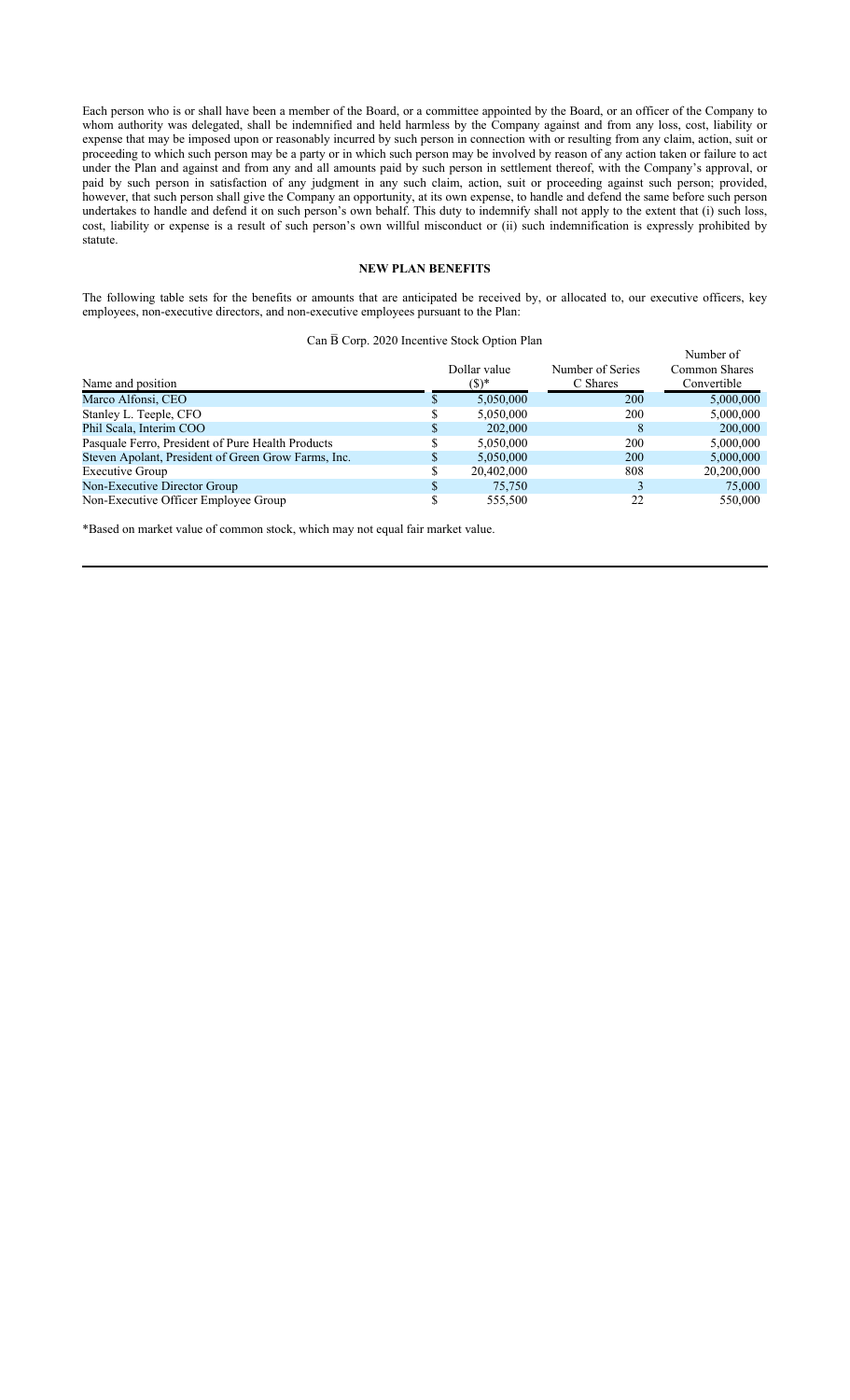Each person who is or shall have been a member of the Board, or a committee appointed by the Board, or an officer of the Company to whom authority was delegated, shall be indemnified and held harmless by the Company against and from any loss, cost, liability or expense that may be imposed upon or reasonably incurred by such person in connection with or resulting from any claim, action, suit or proceeding to which such person may be a party or in which such person may be involved by reason of any action taken or failure to act under the Plan and against and from any and all amounts paid by such person in settlement thereof, with the Company's approval, or paid by such person in satisfaction of any judgment in any such claim, action, suit or proceeding against such person; provided, however, that such person shall give the Company an opportunity, at its own expense, to handle and defend the same before such person undertakes to handle and defend it on such person's own behalf. This duty to indemnify shall not apply to the extent that (i) such loss, cost, liability or expense is a result of such person's own willful misconduct or (ii) such indemnification is expressly prohibited by statute.

## NEW PLAN BENEFITS

The following table sets for the benefits or amounts that are anticipated be received by, or allocated to, our executive officers, key employees, non-executive directors, and non-executive employees pursuant to the Plan:

Can B̅ Corp. 2020 Incentive Stock Option Plan

| Name and position | Dollar value ($)* | Number of Series C Shares | Number of Common Shares Convertible |
|---|---|---|---|
| Marco Alfonsi, CEO | $ 5,050,000 | 200 | 5,000,000 |
| Stanley L. Teeple, CFO | $ 5,050,000 | 200 | 5,000,000 |
| Phil Scala, Interim COO | $ 202,000 | 8 | 200,000 |
| Pasquale Ferro, President of Pure Health Products | $ 5,050,000 | 200 | 5,000,000 |
| Steven Apolant, President of Green Grow Farms, Inc. | $ 5,050,000 | 200 | 5,000,000 |
| Executive Group | $ 20,402,000 | 808 | 20,200,000 |
| Non-Executive Director Group | $ 75,750 | 3 | 75,000 |
| Non-Executive Officer Employee Group | $ 555,500 | 22 | 550,000 |

*Based on market value of common stock, which may not equal fair market value.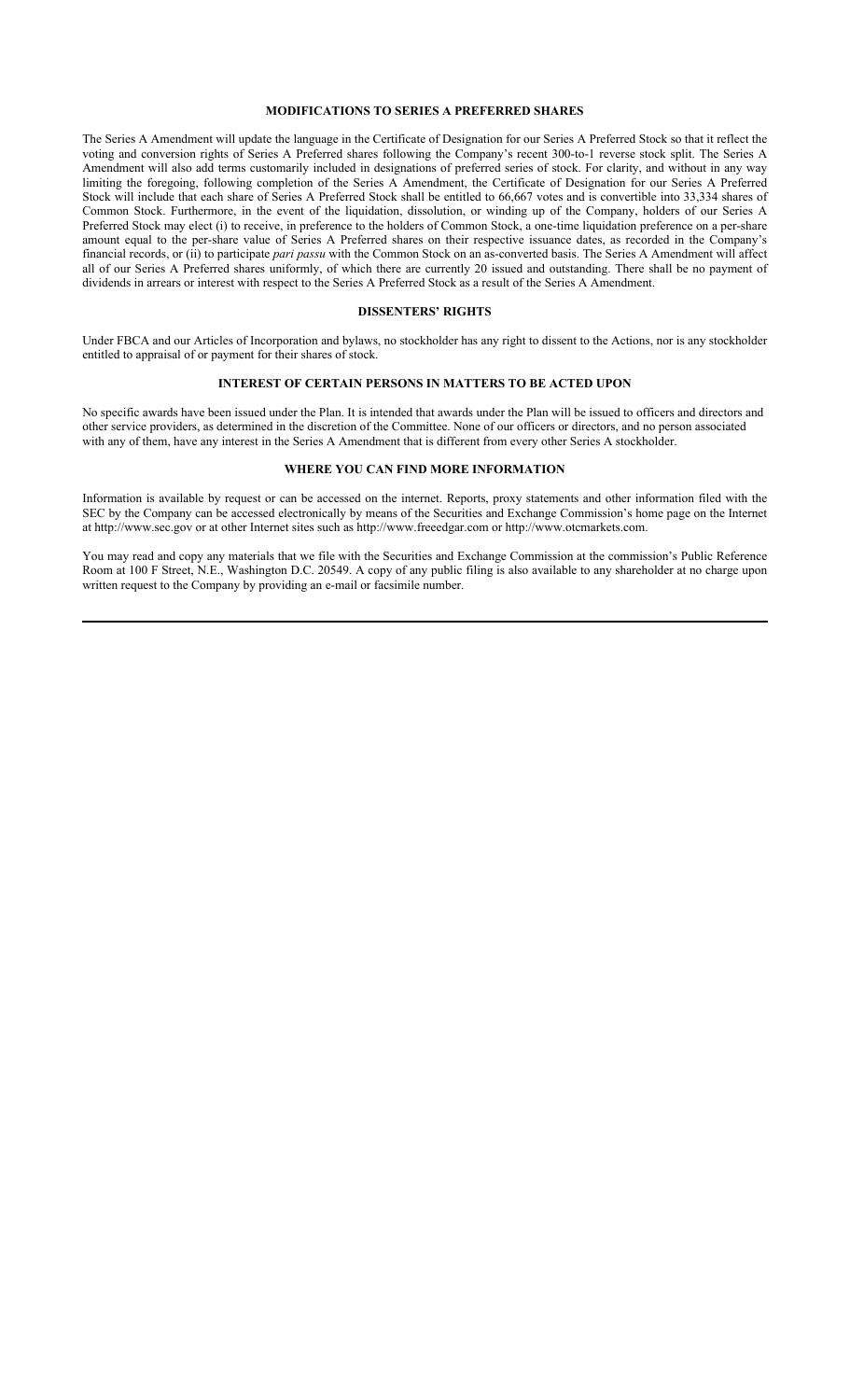## MODIFICATIONS TO SERIES A PREFERRED SHARES

The Series A Amendment will update the language in the Certificate of Designation for our Series A Preferred Stock so that it reflect the voting and conversion rights of Series A Preferred shares following the Company's recent 300-to-1 reverse stock split. The Series A Amendment will also add terms customarily included in designations of preferred series of stock. For clarity, and without in any way limiting the foregoing, following completion of the Series A Amendment, the Certificate of Designation for our Series A Preferred Stock will include that each share of Series A Preferred Stock shall be entitled to 66,667 votes and is convertible into 33,334 shares of Common Stock. Furthermore, in the event of the liquidation, dissolution, or winding up of the Company, holders of our Series A Preferred Stock may elect (i) to receive, in preference to the holders of Common Stock, a one-time liquidation preference on a per-share amount equal to the per-share value of Series A Preferred shares on their respective issuance dates, as recorded in the Company's financial records, or (ii) to participate *pari passu* with the Common Stock on an as-converted basis. The Series A Amendment will affect all of our Series A Preferred shares uniformly, of which there are currently 20 issued and outstanding. There shall be no payment of dividends in arrears or interest with respect to the Series A Preferred Stock as a result of the Series A Amendment.

## DISSENTERS' RIGHTS

Under FBCA and our Articles of Incorporation and bylaws, no stockholder has any right to dissent to the Actions, nor is any stockholder entitled to appraisal of or payment for their shares of stock.

## INTEREST OF CERTAIN PERSONS IN MATTERS TO BE ACTED UPON

No specific awards have been issued under the Plan. It is intended that awards under the Plan will be issued to officers and directors and other service providers, as determined in the discretion of the Committee. None of our officers or directors, and no person associated with any of them, have any interest in the Series A Amendment that is different from every other Series A stockholder.

## WHERE YOU CAN FIND MORE INFORMATION

Information is available by request or can be accessed on the internet. Reports, proxy statements and other information filed with the SEC by the Company can be accessed electronically by means of the Securities and Exchange Commission's home page on the Internet at http://www.sec.gov or at other Internet sites such as http://www.freeedgar.com or http://www.otcmarkets.com.

You may read and copy any materials that we file with the Securities and Exchange Commission at the commission's Public Reference Room at 100 F Street, N.E., Washington D.C. 20549. A copy of any public filing is also available to any shareholder at no charge upon written request to the Company by providing an e-mail or facsimile number.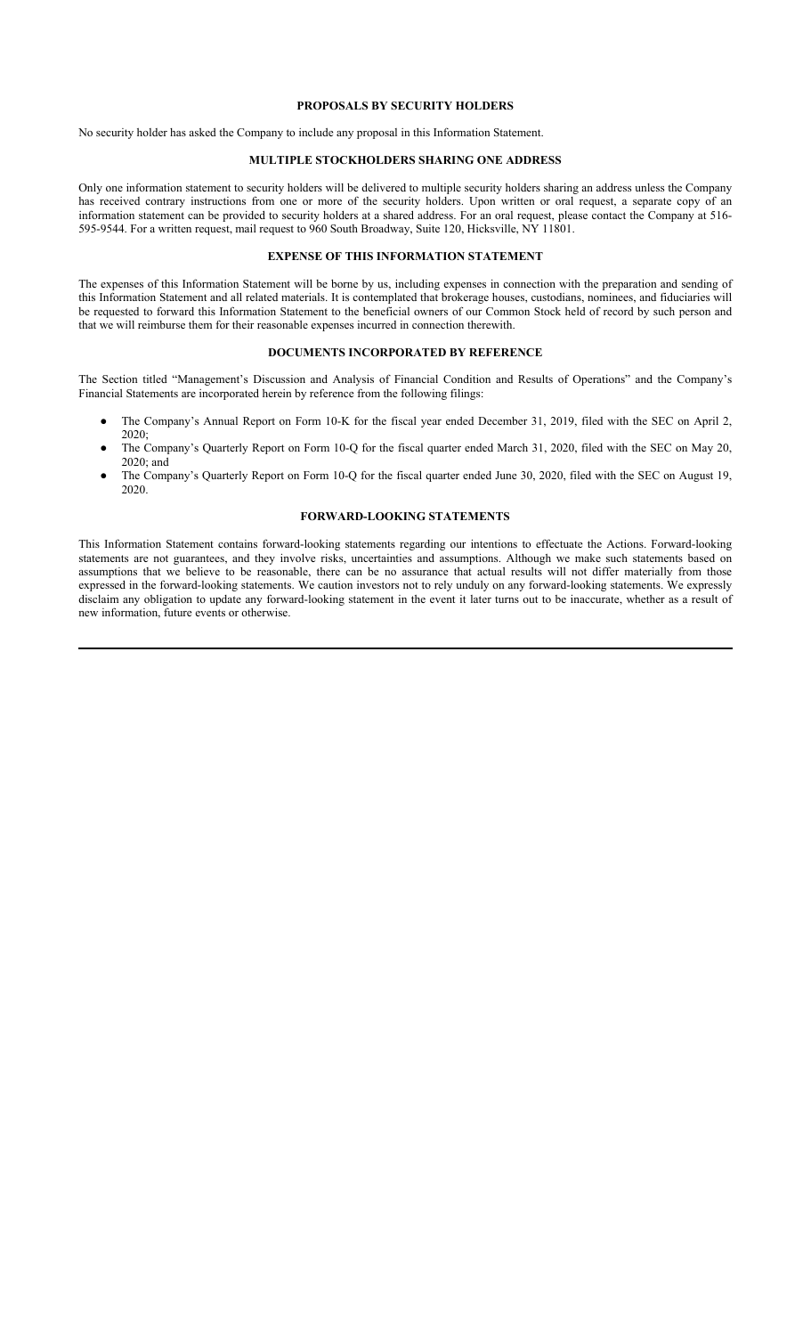## PROPOSALS BY SECURITY HOLDERS

No security holder has asked the Company to include any proposal in this Information Statement.

## MULTIPLE STOCKHOLDERS SHARING ONE ADDRESS

Only one information statement to security holders will be delivered to multiple security holders sharing an address unless the Company has received contrary instructions from one or more of the security holders. Upon written or oral request, a separate copy of an information statement can be provided to security holders at a shared address. For an oral request, please contact the Company at 516-595-9544. For a written request, mail request to 960 South Broadway, Suite 120, Hicksville, NY 11801.

## EXPENSE OF THIS INFORMATION STATEMENT

The expenses of this Information Statement will be borne by us, including expenses in connection with the preparation and sending of this Information Statement and all related materials. It is contemplated that brokerage houses, custodians, nominees, and fiduciaries will be requested to forward this Information Statement to the beneficial owners of our Common Stock held of record by such person and that we will reimburse them for their reasonable expenses incurred in connection therewith.

## DOCUMENTS INCORPORATED BY REFERENCE

The Section titled "Management's Discussion and Analysis of Financial Condition and Results of Operations" and the Company's Financial Statements are incorporated herein by reference from the following filings:

- The Company's Annual Report on Form 10-K for the fiscal year ended December 31, 2019, filed with the SEC on April 2, 2020;
- The Company's Quarterly Report on Form 10-Q for the fiscal quarter ended March 31, 2020, filed with the SEC on May 20, 2020; and
- The Company's Quarterly Report on Form 10-Q for the fiscal quarter ended June 30, 2020, filed with the SEC on August 19, 2020.

## FORWARD-LOOKING STATEMENTS

This Information Statement contains forward-looking statements regarding our intentions to effectuate the Actions. Forward-looking statements are not guarantees, and they involve risks, uncertainties and assumptions. Although we make such statements based on assumptions that we believe to be reasonable, there can be no assurance that actual results will not differ materially from those expressed in the forward-looking statements. We caution investors not to rely unduly on any forward-looking statements. We expressly disclaim any obligation to update any forward-looking statement in the event it later turns out to be inaccurate, whether as a result of new information, future events or otherwise.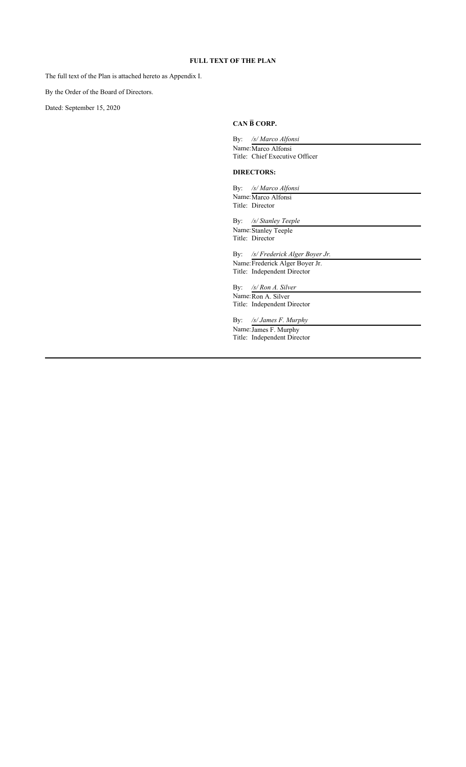**FULL TEXT OF THE PLAN**

The full text of the Plan is attached hereto as Appendix I.

By the Order of the Board of Directors.

Dated: September 15, 2020

**CAN B̅ CORP.**

By: */s/ Marco Alfonsi*
Name: Marco Alfonsi
Title: Chief Executive Officer

**DIRECTORS:**

By: */s/ Marco Alfonsi*
Name: Marco Alfonsi
Title: Director

By: */s/ Stanley Teeple*
Name: Stanley Teeple
Title: Director

By: */s/ Frederick Alger Boyer Jr.*
Name: Frederick Alger Boyer Jr.
Title: Independent Director

By: */s/ Ron A. Silver*
Name: Ron A. Silver
Title: Independent Director

By: */s/ James F. Murphy*
Name: James F. Murphy
Title: Independent Director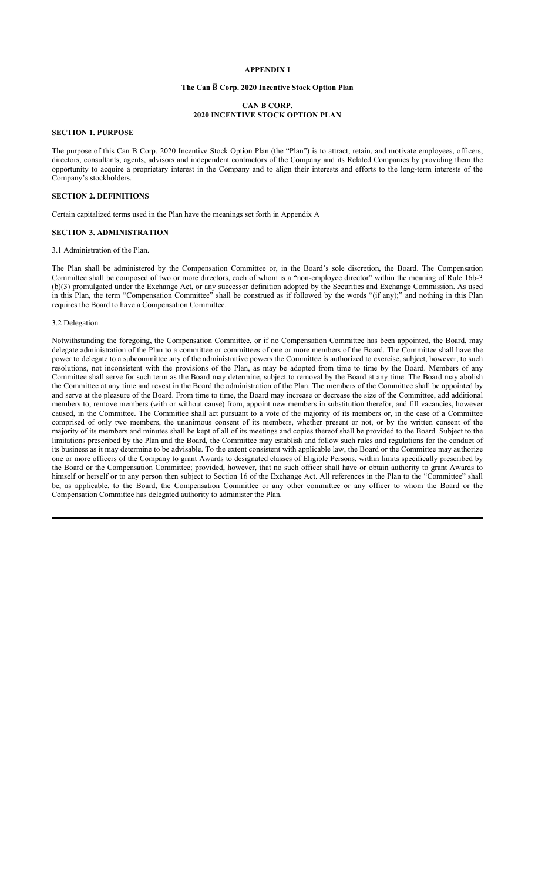**APPENDIX I**

**The Can B̅ Corp. 2020 Incentive Stock Option Plan**

**CAN B CORP.**
**2020 INCENTIVE STOCK OPTION PLAN**

**SECTION 1. PURPOSE**

The purpose of this Can B Corp. 2020 Incentive Stock Option Plan (the "Plan") is to attract, retain, and motivate employees, officers, directors, consultants, agents, advisors and independent contractors of the Company and its Related Companies by providing them the opportunity to acquire a proprietary interest in the Company and to align their interests and efforts to the long-term interests of the Company's stockholders.

**SECTION 2. DEFINITIONS**

Certain capitalized terms used in the Plan have the meanings set forth in Appendix A

**SECTION 3. ADMINISTRATION**

3.1 Administration of the Plan.

The Plan shall be administered by the Compensation Committee or, in the Board's sole discretion, the Board. The Compensation Committee shall be composed of two or more directors, each of whom is a "non-employee director" within the meaning of Rule 16b-3 (b)(3) promulgated under the Exchange Act, or any successor definition adopted by the Securities and Exchange Commission. As used in this Plan, the term "Compensation Committee" shall be construed as if followed by the words "(if any);" and nothing in this Plan requires the Board to have a Compensation Committee.

3.2 Delegation.

Notwithstanding the foregoing, the Compensation Committee, or if no Compensation Committee has been appointed, the Board, may delegate administration of the Plan to a committee or committees of one or more members of the Board. The Committee shall have the power to delegate to a subcommittee any of the administrative powers the Committee is authorized to exercise, subject, however, to such resolutions, not inconsistent with the provisions of the Plan, as may be adopted from time to time by the Board. Members of any Committee shall serve for such term as the Board may determine, subject to removal by the Board at any time. The Board may abolish the Committee at any time and revest in the Board the administration of the Plan. The members of the Committee shall be appointed by and serve at the pleasure of the Board. From time to time, the Board may increase or decrease the size of the Committee, add additional members to, remove members (with or without cause) from, appoint new members in substitution therefor, and fill vacancies, however caused, in the Committee. The Committee shall act pursuant to a vote of the majority of its members or, in the case of a Committee comprised of only two members, the unanimous consent of its members, whether present or not, or by the written consent of the majority of its members and minutes shall be kept of all of its meetings and copies thereof shall be provided to the Board. Subject to the limitations prescribed by the Plan and the Board, the Committee may establish and follow such rules and regulations for the conduct of its business as it may determine to be advisable. To the extent consistent with applicable law, the Board or the Committee may authorize one or more officers of the Company to grant Awards to designated classes of Eligible Persons, within limits specifically prescribed by the Board or the Compensation Committee; provided, however, that no such officer shall have or obtain authority to grant Awards to himself or herself or to any person then subject to Section 16 of the Exchange Act. All references in the Plan to the "Committee" shall be, as applicable, to the Board, the Compensation Committee or any other committee or any officer to whom the Board or the Compensation Committee has delegated authority to administer the Plan.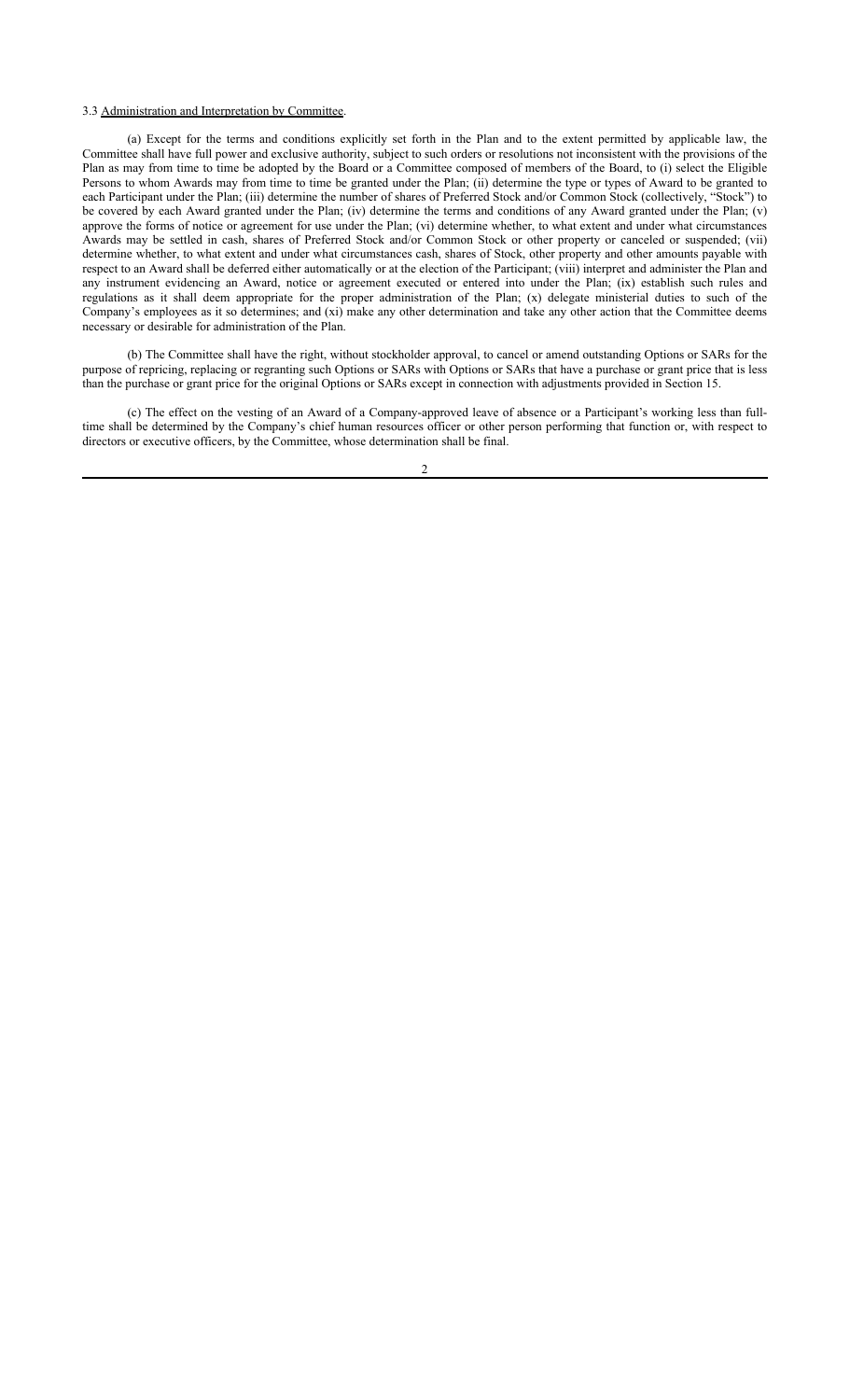3.3 Administration and Interpretation by Committee.

(a) Except for the terms and conditions explicitly set forth in the Plan and to the extent permitted by applicable law, the Committee shall have full power and exclusive authority, subject to such orders or resolutions not inconsistent with the provisions of the Plan as may from time to time be adopted by the Board or a Committee composed of members of the Board, to (i) select the Eligible Persons to whom Awards may from time to time be granted under the Plan; (ii) determine the type or types of Award to be granted to each Participant under the Plan; (iii) determine the number of shares of Preferred Stock and/or Common Stock (collectively, "Stock") to be covered by each Award granted under the Plan; (iv) determine the terms and conditions of any Award granted under the Plan; (v) approve the forms of notice or agreement for use under the Plan; (vi) determine whether, to what extent and under what circumstances Awards may be settled in cash, shares of Preferred Stock and/or Common Stock or other property or canceled or suspended; (vii) determine whether, to what extent and under what circumstances cash, shares of Stock, other property and other amounts payable with respect to an Award shall be deferred either automatically or at the election of the Participant; (viii) interpret and administer the Plan and any instrument evidencing an Award, notice or agreement executed or entered into under the Plan; (ix) establish such rules and regulations as it shall deem appropriate for the proper administration of the Plan; (x) delegate ministerial duties to such of the Company's employees as it so determines; and (xi) make any other determination and take any other action that the Committee deems necessary or desirable for administration of the Plan.

(b) The Committee shall have the right, without stockholder approval, to cancel or amend outstanding Options or SARs for the purpose of repricing, replacing or regranting such Options or SARs with Options or SARs that have a purchase or grant price that is less than the purchase or grant price for the original Options or SARs except in connection with adjustments provided in Section 15.

(c) The effect on the vesting of an Award of a Company-approved leave of absence or a Participant's working less than full-time shall be determined by the Company's chief human resources officer or other person performing that function or, with respect to directors or executive officers, by the Committee, whose determination shall be final.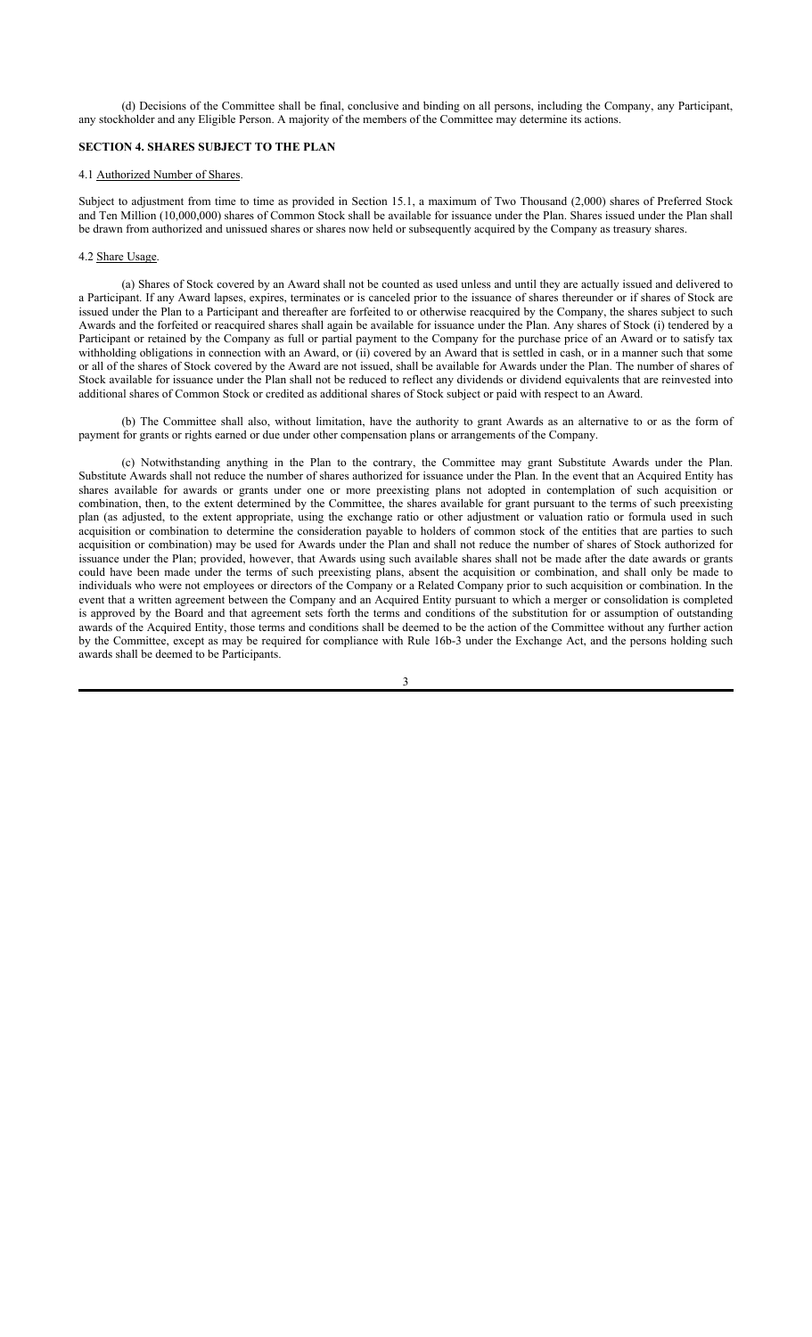(d) Decisions of the Committee shall be final, conclusive and binding on all persons, including the Company, any Participant, any stockholder and any Eligible Person. A majority of the members of the Committee may determine its actions.

## SECTION 4. SHARES SUBJECT TO THE PLAN

### 4.1 Authorized Number of Shares.

Subject to adjustment from time to time as provided in Section 15.1, a maximum of Two Thousand (2,000) shares of Preferred Stock and Ten Million (10,000,000) shares of Common Stock shall be available for issuance under the Plan. Shares issued under the Plan shall be drawn from authorized and unissued shares or shares now held or subsequently acquired by the Company as treasury shares.

### 4.2 Share Usage.

(a) Shares of Stock covered by an Award shall not be counted as used unless and until they are actually issued and delivered to a Participant. If any Award lapses, expires, terminates or is canceled prior to the issuance of shares thereunder or if shares of Stock are issued under the Plan to a Participant and thereafter are forfeited to or otherwise reacquired by the Company, the shares subject to such Awards and the forfeited or reacquired shares shall again be available for issuance under the Plan. Any shares of Stock (i) tendered by a Participant or retained by the Company as full or partial payment to the Company for the purchase price of an Award or to satisfy tax withholding obligations in connection with an Award, or (ii) covered by an Award that is settled in cash, or in a manner such that some or all of the shares of Stock covered by the Award are not issued, shall be available for Awards under the Plan. The number of shares of Stock available for issuance under the Plan shall not be reduced to reflect any dividends or dividend equivalents that are reinvested into additional shares of Common Stock or credited as additional shares of Stock subject or paid with respect to an Award.

(b) The Committee shall also, without limitation, have the authority to grant Awards as an alternative to or as the form of payment for grants or rights earned or due under other compensation plans or arrangements of the Company.

(c) Notwithstanding anything in the Plan to the contrary, the Committee may grant Substitute Awards under the Plan. Substitute Awards shall not reduce the number of shares authorized for issuance under the Plan. In the event that an Acquired Entity has shares available for awards or grants under one or more preexisting plans not adopted in contemplation of such acquisition or combination, then, to the extent determined by the Committee, the shares available for grant pursuant to the terms of such preexisting plan (as adjusted, to the extent appropriate, using the exchange ratio or other adjustment or valuation ratio or formula used in such acquisition or combination to determine the consideration payable to holders of common stock of the entities that are parties to such acquisition or combination) may be used for Awards under the Plan and shall not reduce the number of shares of Stock authorized for issuance under the Plan; provided, however, that Awards using such available shares shall not be made after the date awards or grants could have been made under the terms of such preexisting plans, absent the acquisition or combination, and shall only be made to individuals who were not employees or directors of the Company or a Related Company prior to such acquisition or combination. In the event that a written agreement between the Company and an Acquired Entity pursuant to which a merger or consolidation is completed is approved by the Board and that agreement sets forth the terms and conditions of the substitution for or assumption of outstanding awards of the Acquired Entity, those terms and conditions shall be deemed to be the action of the Committee without any further action by the Committee, except as may be required for compliance with Rule 16b-3 under the Exchange Act, and the persons holding such awards shall be deemed to be Participants.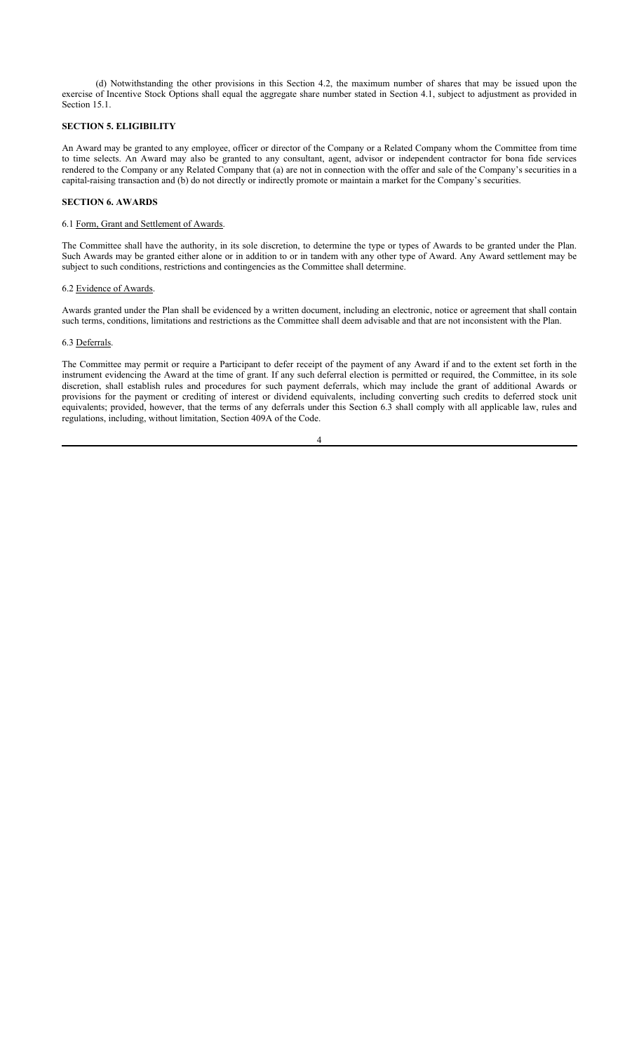(d) Notwithstanding the other provisions in this Section 4.2, the maximum number of shares that may be issued upon the exercise of Incentive Stock Options shall equal the aggregate share number stated in Section 4.1, subject to adjustment as provided in Section 15.1.

## SECTION 5. ELIGIBILITY

An Award may be granted to any employee, officer or director of the Company or a Related Company whom the Committee from time to time selects. An Award may also be granted to any consultant, agent, advisor or independent contractor for bona fide services rendered to the Company or any Related Company that (a) are not in connection with the offer and sale of the Company's securities in a capital-raising transaction and (b) do not directly or indirectly promote or maintain a market for the Company's securities.

## SECTION 6. AWARDS

### 6.1 Form, Grant and Settlement of Awards.

The Committee shall have the authority, in its sole discretion, to determine the type or types of Awards to be granted under the Plan. Such Awards may be granted either alone or in addition to or in tandem with any other type of Award. Any Award settlement may be subject to such conditions, restrictions and contingencies as the Committee shall determine.

### 6.2 Evidence of Awards.

Awards granted under the Plan shall be evidenced by a written document, including an electronic, notice or agreement that shall contain such terms, conditions, limitations and restrictions as the Committee shall deem advisable and that are not inconsistent with the Plan.

### 6.3 Deferrals.

The Committee may permit or require a Participant to defer receipt of the payment of any Award if and to the extent set forth in the instrument evidencing the Award at the time of grant. If any such deferral election is permitted or required, the Committee, in its sole discretion, shall establish rules and procedures for such payment deferrals, which may include the grant of additional Awards or provisions for the payment or crediting of interest or dividend equivalents, including converting such credits to deferred stock unit equivalents; provided, however, that the terms of any deferrals under this Section 6.3 shall comply with all applicable law, rules and regulations, including, without limitation, Section 409A of the Code.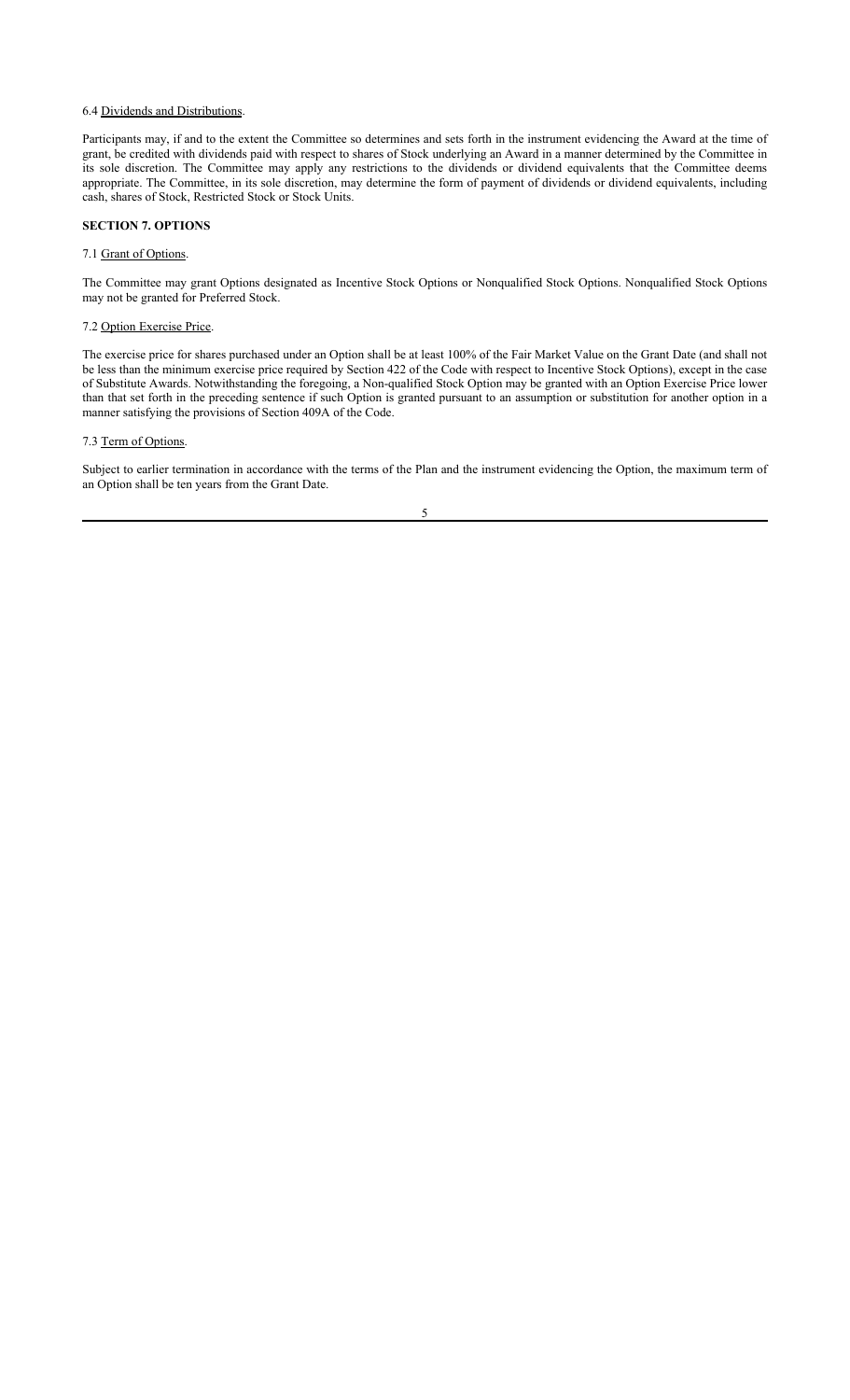6.4 Dividends and Distributions.

Participants may, if and to the extent the Committee so determines and sets forth in the instrument evidencing the Award at the time of grant, be credited with dividends paid with respect to shares of Stock underlying an Award in a manner determined by the Committee in its sole discretion. The Committee may apply any restrictions to the dividends or dividend equivalents that the Committee deems appropriate. The Committee, in its sole discretion, may determine the form of payment of dividends or dividend equivalents, including cash, shares of Stock, Restricted Stock or Stock Units.

**SECTION 7. OPTIONS**

7.1 Grant of Options.

The Committee may grant Options designated as Incentive Stock Options or Nonqualified Stock Options. Nonqualified Stock Options may not be granted for Preferred Stock.

7.2 Option Exercise Price.

The exercise price for shares purchased under an Option shall be at least 100% of the Fair Market Value on the Grant Date (and shall not be less than the minimum exercise price required by Section 422 of the Code with respect to Incentive Stock Options), except in the case of Substitute Awards. Notwithstanding the foregoing, a Non-qualified Stock Option may be granted with an Option Exercise Price lower than that set forth in the preceding sentence if such Option is granted pursuant to an assumption or substitution for another option in a manner satisfying the provisions of Section 409A of the Code.

7.3 Term of Options.

Subject to earlier termination in accordance with the terms of the Plan and the instrument evidencing the Option, the maximum term of an Option shall be ten years from the Grant Date.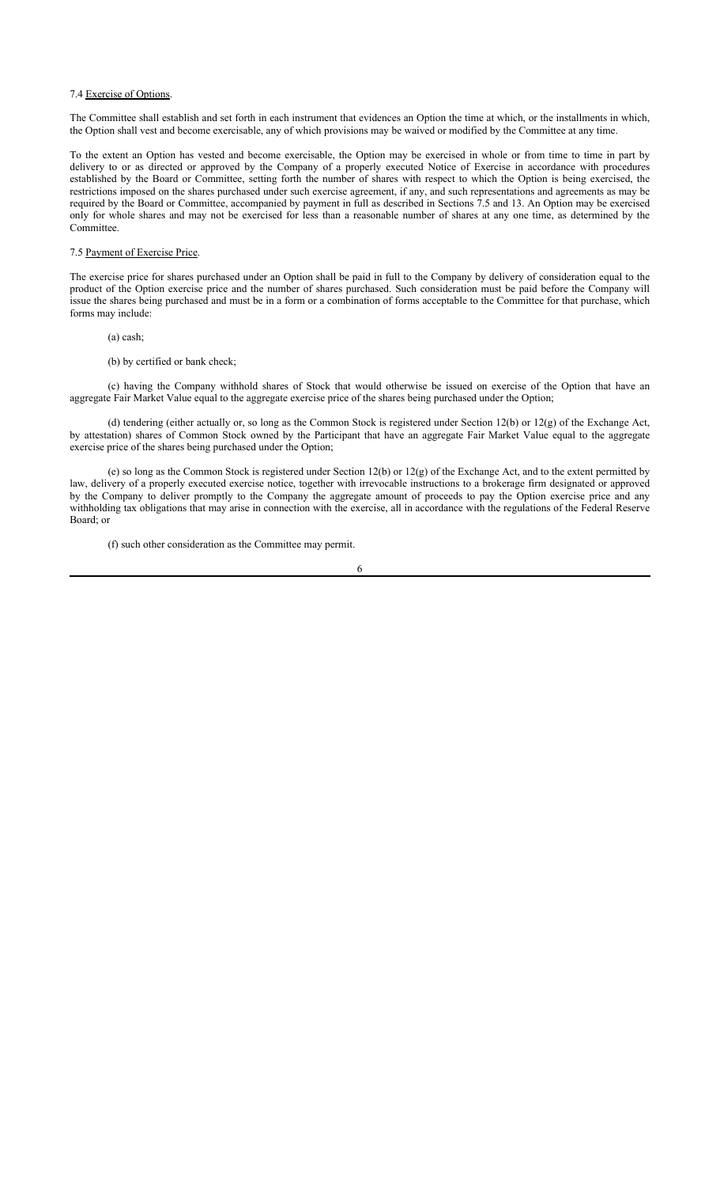7.4 Exercise of Options.

The Committee shall establish and set forth in each instrument that evidences an Option the time at which, or the installments in which, the Option shall vest and become exercisable, any of which provisions may be waived or modified by the Committee at any time.

To the extent an Option has vested and become exercisable, the Option may be exercised in whole or from time to time in part by delivery to or as directed or approved by the Company of a properly executed Notice of Exercise in accordance with procedures established by the Board or Committee, setting forth the number of shares with respect to which the Option is being exercised, the restrictions imposed on the shares purchased under such exercise agreement, if any, and such representations and agreements as may be required by the Board or Committee, accompanied by payment in full as described in Sections 7.5 and 13. An Option may be exercised only for whole shares and may not be exercised for less than a reasonable number of shares at any one time, as determined by the Committee.

7.5 Payment of Exercise Price.

The exercise price for shares purchased under an Option shall be paid in full to the Company by delivery of consideration equal to the product of the Option exercise price and the number of shares purchased. Such consideration must be paid before the Company will issue the shares being purchased and must be in a form or a combination of forms acceptable to the Committee for that purchase, which forms may include:

(a) cash;

(b) by certified or bank check;

(c) having the Company withhold shares of Stock that would otherwise be issued on exercise of the Option that have an aggregate Fair Market Value equal to the aggregate exercise price of the shares being purchased under the Option;

(d) tendering (either actually or, so long as the Common Stock is registered under Section 12(b) or 12(g) of the Exchange Act, by attestation) shares of Common Stock owned by the Participant that have an aggregate Fair Market Value equal to the aggregate exercise price of the shares being purchased under the Option;

(e) so long as the Common Stock is registered under Section 12(b) or 12(g) of the Exchange Act, and to the extent permitted by law, delivery of a properly executed exercise notice, together with irrevocable instructions to a brokerage firm designated or approved by the Company to deliver promptly to the Company the aggregate amount of proceeds to pay the Option exercise price and any withholding tax obligations that may arise in connection with the exercise, all in accordance with the regulations of the Federal Reserve Board; or

(f) such other consideration as the Committee may permit.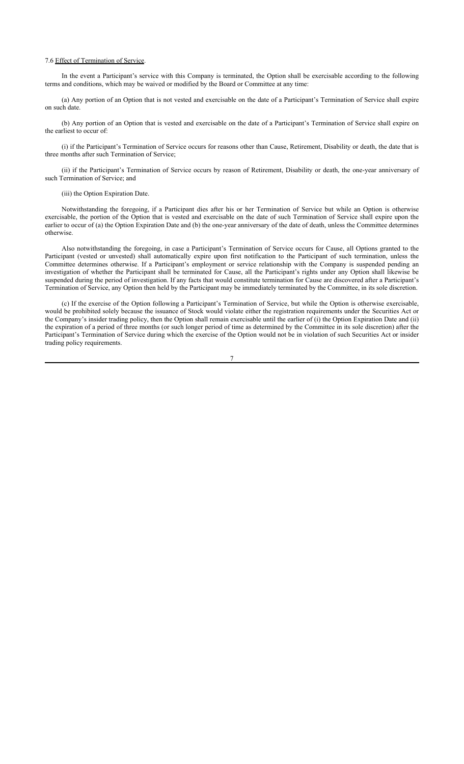7.6 Effect of Termination of Service.

In the event a Participant's service with this Company is terminated, the Option shall be exercisable according to the following terms and conditions, which may be waived or modified by the Board or Committee at any time:

(a) Any portion of an Option that is not vested and exercisable on the date of a Participant's Termination of Service shall expire on such date.

(b) Any portion of an Option that is vested and exercisable on the date of a Participant's Termination of Service shall expire on the earliest to occur of:

(i) if the Participant's Termination of Service occurs for reasons other than Cause, Retirement, Disability or death, the date that is three months after such Termination of Service;

(ii) if the Participant's Termination of Service occurs by reason of Retirement, Disability or death, the one-year anniversary of such Termination of Service; and

(iii) the Option Expiration Date.

Notwithstanding the foregoing, if a Participant dies after his or her Termination of Service but while an Option is otherwise exercisable, the portion of the Option that is vested and exercisable on the date of such Termination of Service shall expire upon the earlier to occur of (a) the Option Expiration Date and (b) the one-year anniversary of the date of death, unless the Committee determines otherwise.

Also notwithstanding the foregoing, in case a Participant's Termination of Service occurs for Cause, all Options granted to the Participant (vested or unvested) shall automatically expire upon first notification to the Participant of such termination, unless the Committee determines otherwise. If a Participant's employment or service relationship with the Company is suspended pending an investigation of whether the Participant shall be terminated for Cause, all the Participant's rights under any Option shall likewise be suspended during the period of investigation. If any facts that would constitute termination for Cause are discovered after a Participant's Termination of Service, any Option then held by the Participant may be immediately terminated by the Committee, in its sole discretion.

(c) If the exercise of the Option following a Participant's Termination of Service, but while the Option is otherwise exercisable, would be prohibited solely because the issuance of Stock would violate either the registration requirements under the Securities Act or the Company's insider trading policy, then the Option shall remain exercisable until the earlier of (i) the Option Expiration Date and (ii) the expiration of a period of three months (or such longer period of time as determined by the Committee in its sole discretion) after the Participant's Termination of Service during which the exercise of the Option would not be in violation of such Securities Act or insider trading policy requirements.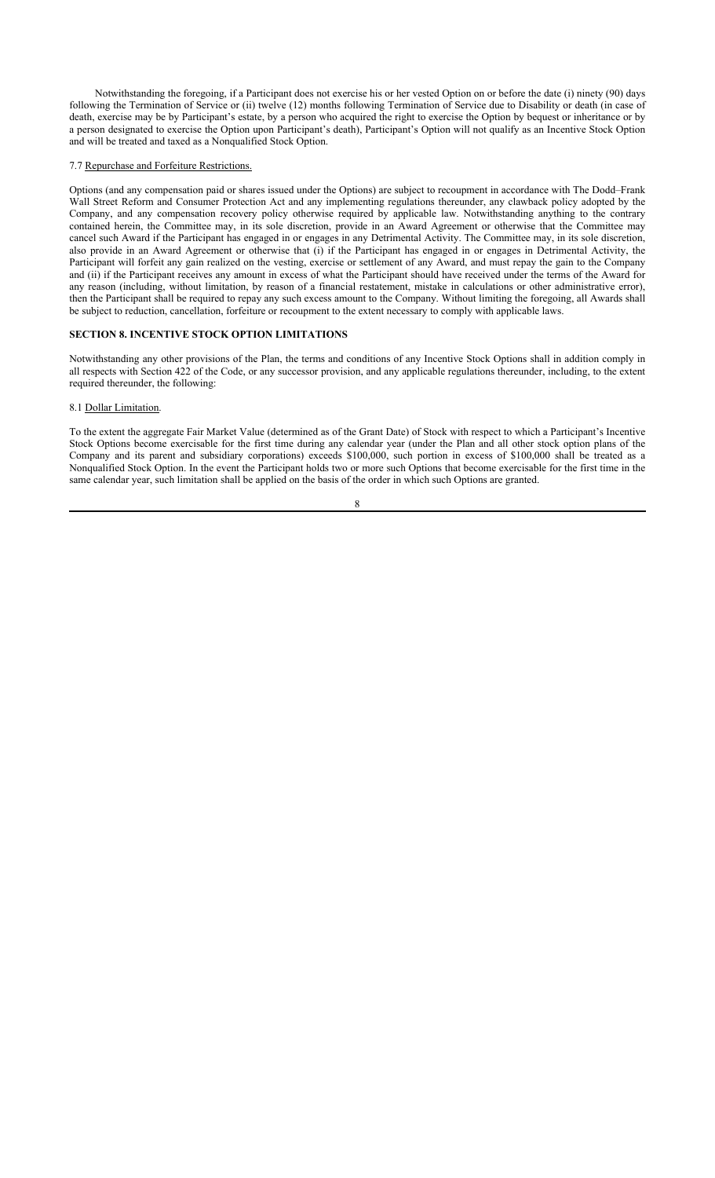Notwithstanding the foregoing, if a Participant does not exercise his or her vested Option on or before the date (i) ninety (90) days following the Termination of Service or (ii) twelve (12) months following Termination of Service due to Disability or death (in case of death, exercise may be by Participant's estate, by a person who acquired the right to exercise the Option by bequest or inheritance or by a person designated to exercise the Option upon Participant's death), Participant's Option will not qualify as an Incentive Stock Option and will be treated and taxed as a Nonqualified Stock Option.

7.7 Repurchase and Forfeiture Restrictions.

Options (and any compensation paid or shares issued under the Options) are subject to recoupment in accordance with The Dodd–Frank Wall Street Reform and Consumer Protection Act and any implementing regulations thereunder, any clawback policy adopted by the Company, and any compensation recovery policy otherwise required by applicable law. Notwithstanding anything to the contrary contained herein, the Committee may, in its sole discretion, provide in an Award Agreement or otherwise that the Committee may cancel such Award if the Participant has engaged in or engages in any Detrimental Activity. The Committee may, in its sole discretion, also provide in an Award Agreement or otherwise that (i) if the Participant has engaged in or engages in Detrimental Activity, the Participant will forfeit any gain realized on the vesting, exercise or settlement of any Award, and must repay the gain to the Company and (ii) if the Participant receives any amount in excess of what the Participant should have received under the terms of the Award for any reason (including, without limitation, by reason of a financial restatement, mistake in calculations or other administrative error), then the Participant shall be required to repay any such excess amount to the Company. Without limiting the foregoing, all Awards shall be subject to reduction, cancellation, forfeiture or recoupment to the extent necessary to comply with applicable laws.

## SECTION 8. INCENTIVE STOCK OPTION LIMITATIONS

Notwithstanding any other provisions of the Plan, the terms and conditions of any Incentive Stock Options shall in addition comply in all respects with Section 422 of the Code, or any successor provision, and any applicable regulations thereunder, including, to the extent required thereunder, the following:

8.1 Dollar Limitation.

To the extent the aggregate Fair Market Value (determined as of the Grant Date) of Stock with respect to which a Participant's Incentive Stock Options become exercisable for the first time during any calendar year (under the Plan and all other stock option plans of the Company and its parent and subsidiary corporations) exceeds $100,000, such portion in excess of $100,000 shall be treated as a Nonqualified Stock Option. In the event the Participant holds two or more such Options that become exercisable for the first time in the same calendar year, such limitation shall be applied on the basis of the order in which such Options are granted.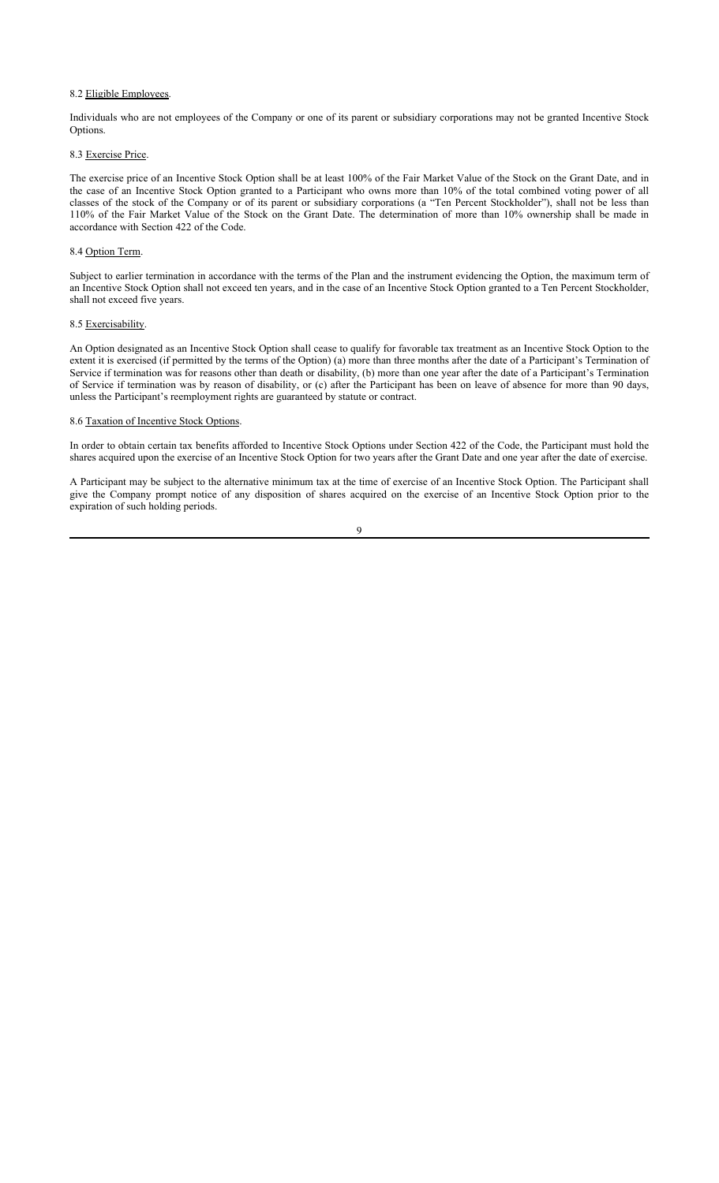8.2 <u>Eligible Employees</u>.

Individuals who are not employees of the Company or one of its parent or subsidiary corporations may not be granted Incentive Stock Options.

8.3 <u>Exercise Price</u>.

The exercise price of an Incentive Stock Option shall be at least 100% of the Fair Market Value of the Stock on the Grant Date, and in the case of an Incentive Stock Option granted to a Participant who owns more than 10% of the total combined voting power of all classes of the stock of the Company or of its parent or subsidiary corporations (a "Ten Percent Stockholder"), shall not be less than 110% of the Fair Market Value of the Stock on the Grant Date. The determination of more than 10% ownership shall be made in accordance with Section 422 of the Code.

8.4 <u>Option Term</u>.

Subject to earlier termination in accordance with the terms of the Plan and the instrument evidencing the Option, the maximum term of an Incentive Stock Option shall not exceed ten years, and in the case of an Incentive Stock Option granted to a Ten Percent Stockholder, shall not exceed five years.

8.5 <u>Exercisability</u>.

An Option designated as an Incentive Stock Option shall cease to qualify for favorable tax treatment as an Incentive Stock Option to the extent it is exercised (if permitted by the terms of the Option) (a) more than three months after the date of a Participant's Termination of Service if termination was for reasons other than death or disability, (b) more than one year after the date of a Participant's Termination of Service if termination was by reason of disability, or (c) after the Participant has been on leave of absence for more than 90 days, unless the Participant's reemployment rights are guaranteed by statute or contract.

8.6 <u>Taxation of Incentive Stock Options</u>.

In order to obtain certain tax benefits afforded to Incentive Stock Options under Section 422 of the Code, the Participant must hold the shares acquired upon the exercise of an Incentive Stock Option for two years after the Grant Date and one year after the date of exercise.

A Participant may be subject to the alternative minimum tax at the time of exercise of an Incentive Stock Option. The Participant shall give the Company prompt notice of any disposition of shares acquired on the exercise of an Incentive Stock Option prior to the expiration of such holding periods.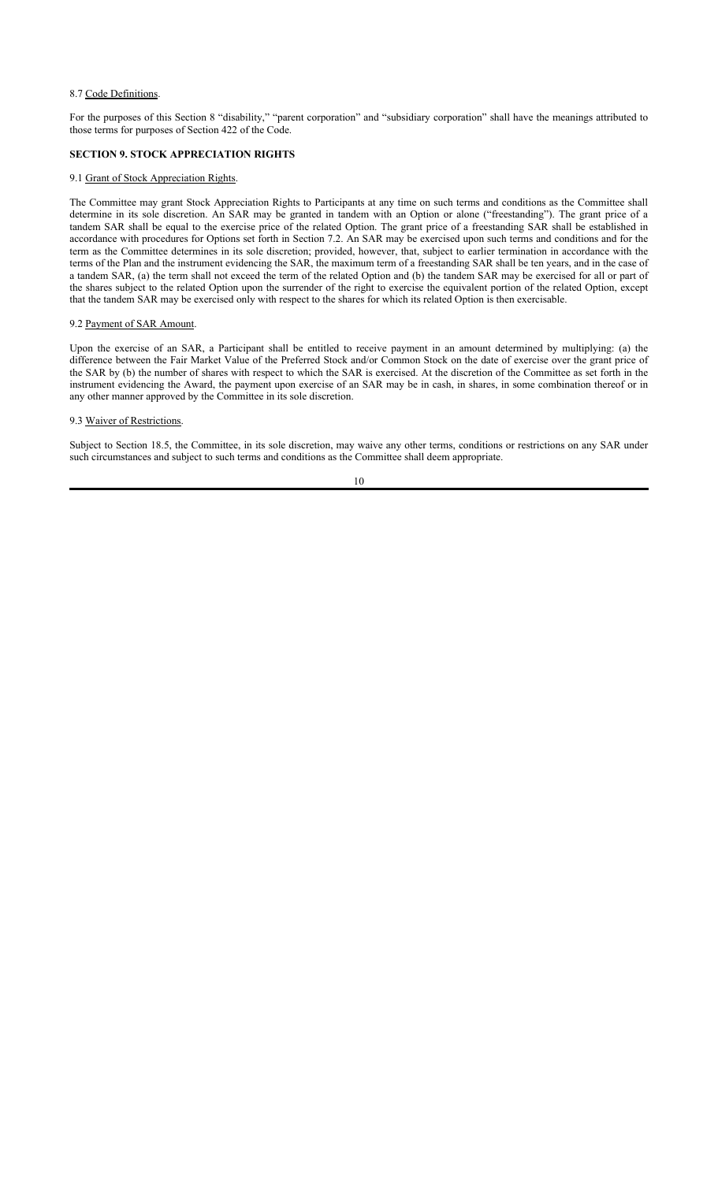8.7 Code Definitions.

For the purposes of this Section 8 "disability," "parent corporation" and "subsidiary corporation" shall have the meanings attributed to those terms for purposes of Section 422 of the Code.

## SECTION 9. STOCK APPRECIATION RIGHTS

9.1 Grant of Stock Appreciation Rights.

The Committee may grant Stock Appreciation Rights to Participants at any time on such terms and conditions as the Committee shall determine in its sole discretion. An SAR may be granted in tandem with an Option or alone ("freestanding"). The grant price of a tandem SAR shall be equal to the exercise price of the related Option. The grant price of a freestanding SAR shall be established in accordance with procedures for Options set forth in Section 7.2. An SAR may be exercised upon such terms and conditions and for the term as the Committee determines in its sole discretion; provided, however, that, subject to earlier termination in accordance with the terms of the Plan and the instrument evidencing the SAR, the maximum term of a freestanding SAR shall be ten years, and in the case of a tandem SAR, (a) the term shall not exceed the term of the related Option and (b) the tandem SAR may be exercised for all or part of the shares subject to the related Option upon the surrender of the right to exercise the equivalent portion of the related Option, except that the tandem SAR may be exercised only with respect to the shares for which its related Option is then exercisable.

9.2 Payment of SAR Amount.

Upon the exercise of an SAR, a Participant shall be entitled to receive payment in an amount determined by multiplying: (a) the difference between the Fair Market Value of the Preferred Stock and/or Common Stock on the date of exercise over the grant price of the SAR by (b) the number of shares with respect to which the SAR is exercised. At the discretion of the Committee as set forth in the instrument evidencing the Award, the payment upon exercise of an SAR may be in cash, in shares, in some combination thereof or in any other manner approved by the Committee in its sole discretion.

9.3 Waiver of Restrictions.

Subject to Section 18.5, the Committee, in its sole discretion, may waive any other terms, conditions or restrictions on any SAR under such circumstances and subject to such terms and conditions as the Committee shall deem appropriate.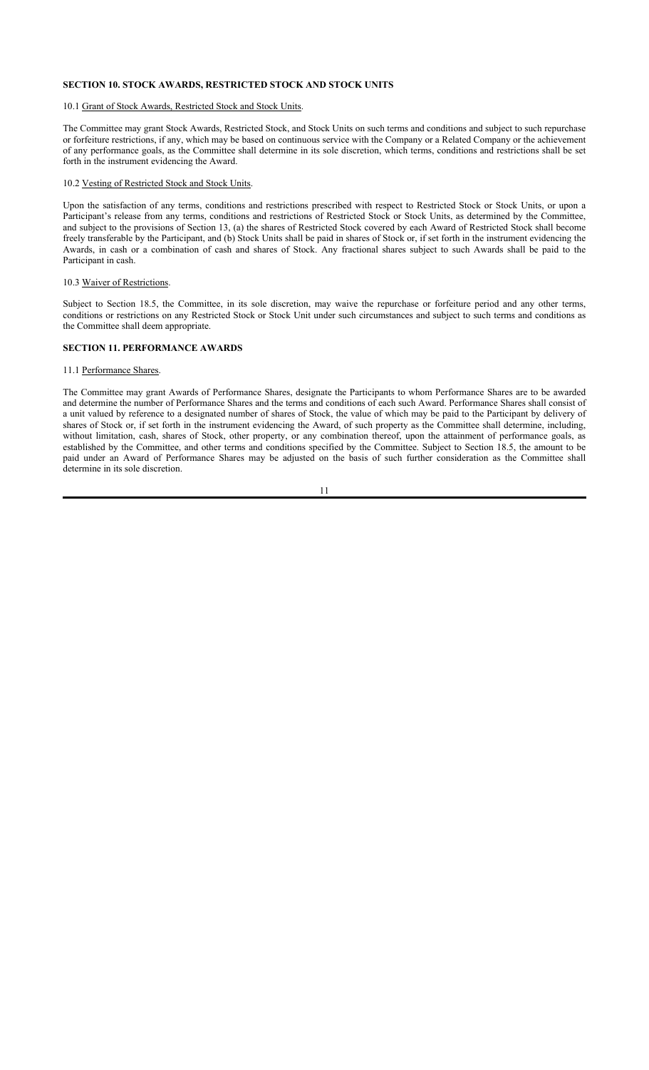## SECTION 10. STOCK AWARDS, RESTRICTED STOCK AND STOCK UNITS

### 10.1 Grant of Stock Awards, Restricted Stock and Stock Units.

The Committee may grant Stock Awards, Restricted Stock, and Stock Units on such terms and conditions and subject to such repurchase or forfeiture restrictions, if any, which may be based on continuous service with the Company or a Related Company or the achievement of any performance goals, as the Committee shall determine in its sole discretion, which terms, conditions and restrictions shall be set forth in the instrument evidencing the Award.

### 10.2 Vesting of Restricted Stock and Stock Units.

Upon the satisfaction of any terms, conditions and restrictions prescribed with respect to Restricted Stock or Stock Units, or upon a Participant's release from any terms, conditions and restrictions of Restricted Stock or Stock Units, as determined by the Committee, and subject to the provisions of Section 13, (a) the shares of Restricted Stock covered by each Award of Restricted Stock shall become freely transferable by the Participant, and (b) Stock Units shall be paid in shares of Stock or, if set forth in the instrument evidencing the Awards, in cash or a combination of cash and shares of Stock. Any fractional shares subject to such Awards shall be paid to the Participant in cash.

### 10.3 Waiver of Restrictions.

Subject to Section 18.5, the Committee, in its sole discretion, may waive the repurchase or forfeiture period and any other terms, conditions or restrictions on any Restricted Stock or Stock Unit under such circumstances and subject to such terms and conditions as the Committee shall deem appropriate.

## SECTION 11. PERFORMANCE AWARDS

### 11.1 Performance Shares.

The Committee may grant Awards of Performance Shares, designate the Participants to whom Performance Shares are to be awarded and determine the number of Performance Shares and the terms and conditions of each such Award. Performance Shares shall consist of a unit valued by reference to a designated number of shares of Stock, the value of which may be paid to the Participant by delivery of shares of Stock or, if set forth in the instrument evidencing the Award, of such property as the Committee shall determine, including, without limitation, cash, shares of Stock, other property, or any combination thereof, upon the attainment of performance goals, as established by the Committee, and other terms and conditions specified by the Committee. Subject to Section 18.5, the amount to be paid under an Award of Performance Shares may be adjusted on the basis of such further consideration as the Committee shall determine in its sole discretion.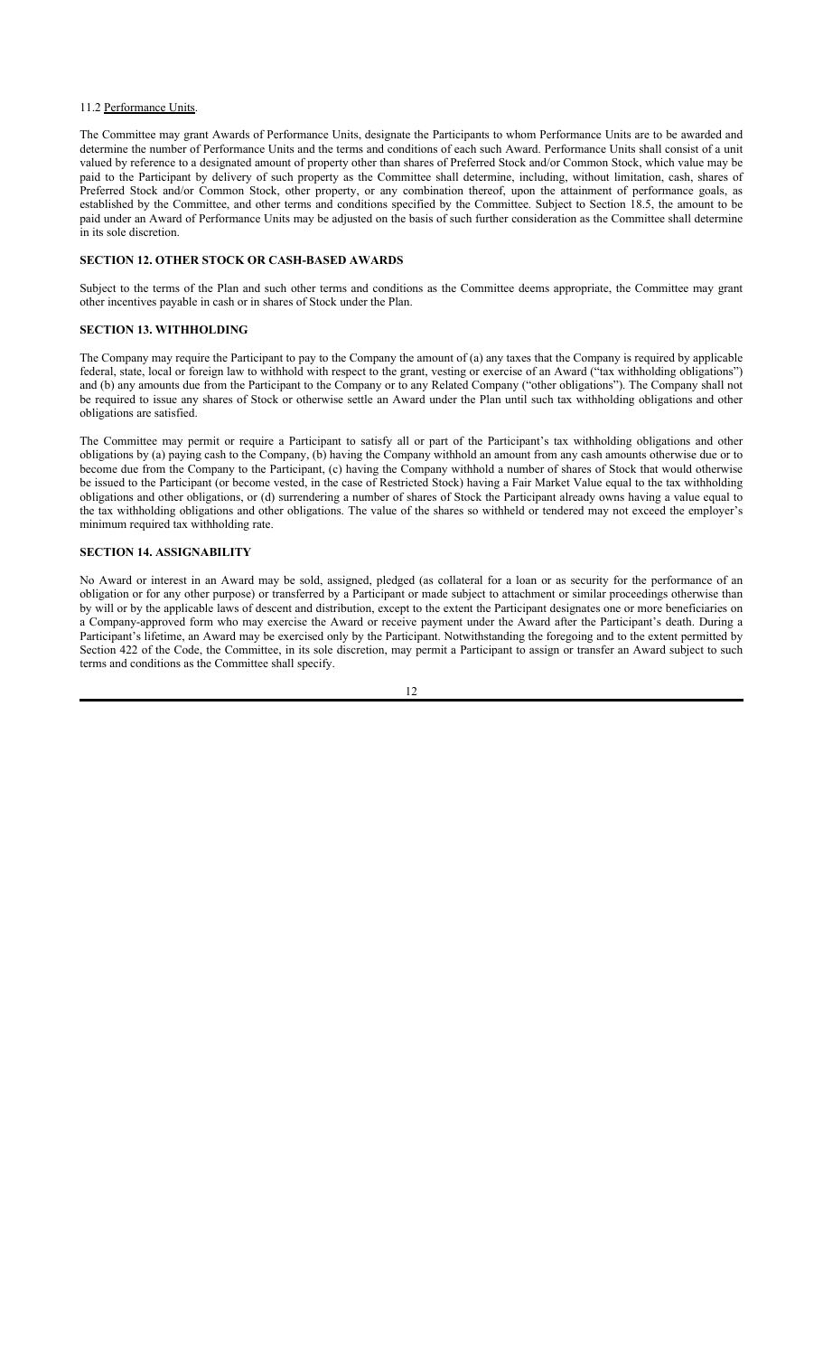11.2 Performance Units.

The Committee may grant Awards of Performance Units, designate the Participants to whom Performance Units are to be awarded and determine the number of Performance Units and the terms and conditions of each such Award. Performance Units shall consist of a unit valued by reference to a designated amount of property other than shares of Preferred Stock and/or Common Stock, which value may be paid to the Participant by delivery of such property as the Committee shall determine, including, without limitation, cash, shares of Preferred Stock and/or Common Stock, other property, or any combination thereof, upon the attainment of performance goals, as established by the Committee, and other terms and conditions specified by the Committee. Subject to Section 18.5, the amount to be paid under an Award of Performance Units may be adjusted on the basis of such further consideration as the Committee shall determine in its sole discretion.

## SECTION 12. OTHER STOCK OR CASH-BASED AWARDS

Subject to the terms of the Plan and such other terms and conditions as the Committee deems appropriate, the Committee may grant other incentives payable in cash or in shares of Stock under the Plan.

## SECTION 13. WITHHOLDING

The Company may require the Participant to pay to the Company the amount of (a) any taxes that the Company is required by applicable federal, state, local or foreign law to withhold with respect to the grant, vesting or exercise of an Award ("tax withholding obligations") and (b) any amounts due from the Participant to the Company or to any Related Company ("other obligations"). The Company shall not be required to issue any shares of Stock or otherwise settle an Award under the Plan until such tax withholding obligations and other obligations are satisfied.

The Committee may permit or require a Participant to satisfy all or part of the Participant's tax withholding obligations and other obligations by (a) paying cash to the Company, (b) having the Company withhold an amount from any cash amounts otherwise due or to become due from the Company to the Participant, (c) having the Company withhold a number of shares of Stock that would otherwise be issued to the Participant (or become vested, in the case of Restricted Stock) having a Fair Market Value equal to the tax withholding obligations and other obligations, or (d) surrendering a number of shares of Stock the Participant already owns having a value equal to the tax withholding obligations and other obligations. The value of the shares so withheld or tendered may not exceed the employer's minimum required tax withholding rate.

## SECTION 14. ASSIGNABILITY

No Award or interest in an Award may be sold, assigned, pledged (as collateral for a loan or as security for the performance of an obligation or for any other purpose) or transferred by a Participant or made subject to attachment or similar proceedings otherwise than by will or by the applicable laws of descent and distribution, except to the extent the Participant designates one or more beneficiaries on a Company-approved form who may exercise the Award or receive payment under the Award after the Participant's death. During a Participant's lifetime, an Award may be exercised only by the Participant. Notwithstanding the foregoing and to the extent permitted by Section 422 of the Code, the Committee, in its sole discretion, may permit a Participant to assign or transfer an Award subject to such terms and conditions as the Committee shall specify.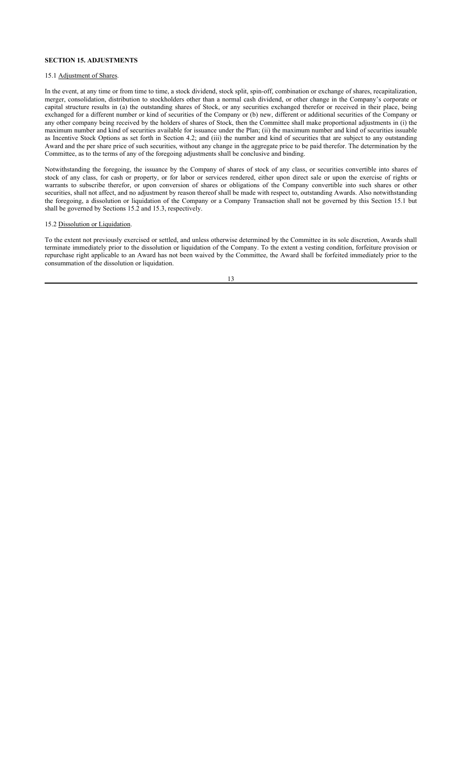**SECTION 15. ADJUSTMENTS**

15.1 Adjustment of Shares.

In the event, at any time or from time to time, a stock dividend, stock split, spin-off, combination or exchange of shares, recapitalization, merger, consolidation, distribution to stockholders other than a normal cash dividend, or other change in the Company's corporate or capital structure results in (a) the outstanding shares of Stock, or any securities exchanged therefor or received in their place, being exchanged for a different number or kind of securities of the Company or (b) new, different or additional securities of the Company or any other company being received by the holders of shares of Stock, then the Committee shall make proportional adjustments in (i) the maximum number and kind of securities available for issuance under the Plan; (ii) the maximum number and kind of securities issuable as Incentive Stock Options as set forth in Section 4.2; and (iii) the number and kind of securities that are subject to any outstanding Award and the per share price of such securities, without any change in the aggregate price to be paid therefor. The determination by the Committee, as to the terms of any of the foregoing adjustments shall be conclusive and binding.

Notwithstanding the foregoing, the issuance by the Company of shares of stock of any class, or securities convertible into shares of stock of any class, for cash or property, or for labor or services rendered, either upon direct sale or upon the exercise of rights or warrants to subscribe therefor, or upon conversion of shares or obligations of the Company convertible into such shares or other securities, shall not affect, and no adjustment by reason thereof shall be made with respect to, outstanding Awards. Also notwithstanding the foregoing, a dissolution or liquidation of the Company or a Company Transaction shall not be governed by this Section 15.1 but shall be governed by Sections 15.2 and 15.3, respectively.

15.2 Dissolution or Liquidation.

To the extent not previously exercised or settled, and unless otherwise determined by the Committee in its sole discretion, Awards shall terminate immediately prior to the dissolution or liquidation of the Company. To the extent a vesting condition, forfeiture provision or repurchase right applicable to an Award has not been waived by the Committee, the Award shall be forfeited immediately prior to the consummation of the dissolution or liquidation.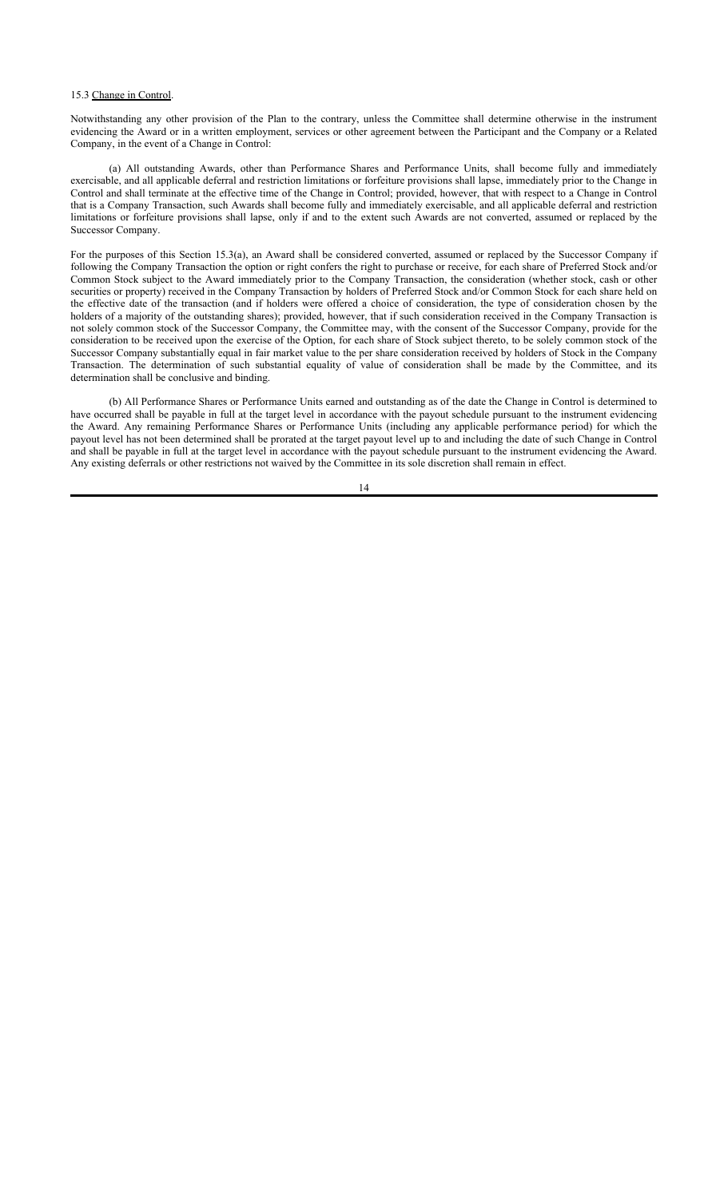15.3 Change in Control.

Notwithstanding any other provision of the Plan to the contrary, unless the Committee shall determine otherwise in the instrument evidencing the Award or in a written employment, services or other agreement between the Participant and the Company or a Related Company, in the event of a Change in Control:

(a) All outstanding Awards, other than Performance Shares and Performance Units, shall become fully and immediately exercisable, and all applicable deferral and restriction limitations or forfeiture provisions shall lapse, immediately prior to the Change in Control and shall terminate at the effective time of the Change in Control; provided, however, that with respect to a Change in Control that is a Company Transaction, such Awards shall become fully and immediately exercisable, and all applicable deferral and restriction limitations or forfeiture provisions shall lapse, only if and to the extent such Awards are not converted, assumed or replaced by the Successor Company.

For the purposes of this Section 15.3(a), an Award shall be considered converted, assumed or replaced by the Successor Company if following the Company Transaction the option or right confers the right to purchase or receive, for each share of Preferred Stock and/or Common Stock subject to the Award immediately prior to the Company Transaction, the consideration (whether stock, cash or other securities or property) received in the Company Transaction by holders of Preferred Stock and/or Common Stock for each share held on the effective date of the transaction (and if holders were offered a choice of consideration, the type of consideration chosen by the holders of a majority of the outstanding shares); provided, however, that if such consideration received in the Company Transaction is not solely common stock of the Successor Company, the Committee may, with the consent of the Successor Company, provide for the consideration to be received upon the exercise of the Option, for each share of Stock subject thereto, to be solely common stock of the Successor Company substantially equal in fair market value to the per share consideration received by holders of Stock in the Company Transaction. The determination of such substantial equality of value of consideration shall be made by the Committee, and its determination shall be conclusive and binding.

(b) All Performance Shares or Performance Units earned and outstanding as of the date the Change in Control is determined to have occurred shall be payable in full at the target level in accordance with the payout schedule pursuant to the instrument evidencing the Award. Any remaining Performance Shares or Performance Units (including any applicable performance period) for which the payout level has not been determined shall be prorated at the target payout level up to and including the date of such Change in Control and shall be payable in full at the target level in accordance with the payout schedule pursuant to the instrument evidencing the Award. Any existing deferrals or other restrictions not waived by the Committee in its sole discretion shall remain in effect.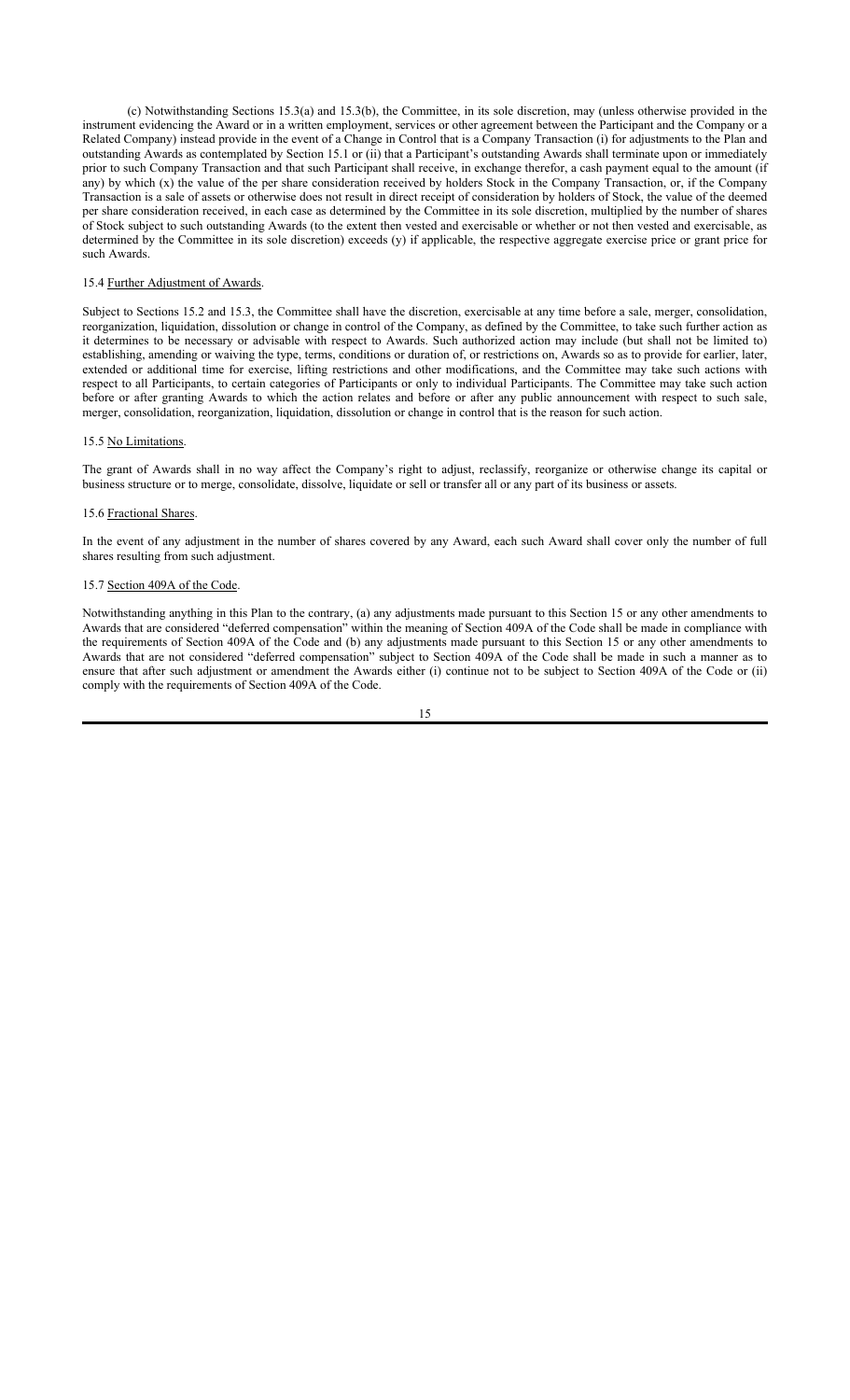(c) Notwithstanding Sections 15.3(a) and 15.3(b), the Committee, in its sole discretion, may (unless otherwise provided in the instrument evidencing the Award or in a written employment, services or other agreement between the Participant and the Company or a Related Company) instead provide in the event of a Change in Control that is a Company Transaction (i) for adjustments to the Plan and outstanding Awards as contemplated by Section 15.1 or (ii) that a Participant's outstanding Awards shall terminate upon or immediately prior to such Company Transaction and that such Participant shall receive, in exchange therefor, a cash payment equal to the amount (if any) by which (x) the value of the per share consideration received by holders Stock in the Company Transaction, or, if the Company Transaction is a sale of assets or otherwise does not result in direct receipt of consideration by holders of Stock, the value of the deemed per share consideration received, in each case as determined by the Committee in its sole discretion, multiplied by the number of shares of Stock subject to such outstanding Awards (to the extent then vested and exercisable or whether or not then vested and exercisable, as determined by the Committee in its sole discretion) exceeds (y) if applicable, the respective aggregate exercise price or grant price for such Awards.

15.4 Further Adjustment of Awards.

Subject to Sections 15.2 and 15.3, the Committee shall have the discretion, exercisable at any time before a sale, merger, consolidation, reorganization, liquidation, dissolution or change in control of the Company, as defined by the Committee, to take such further action as it determines to be necessary or advisable with respect to Awards. Such authorized action may include (but shall not be limited to) establishing, amending or waiving the type, terms, conditions or duration of, or restrictions on, Awards so as to provide for earlier, later, extended or additional time for exercise, lifting restrictions and other modifications, and the Committee may take such actions with respect to all Participants, to certain categories of Participants or only to individual Participants. The Committee may take such action before or after granting Awards to which the action relates and before or after any public announcement with respect to such sale, merger, consolidation, reorganization, liquidation, dissolution or change in control that is the reason for such action.

15.5 No Limitations.

The grant of Awards shall in no way affect the Company's right to adjust, reclassify, reorganize or otherwise change its capital or business structure or to merge, consolidate, dissolve, liquidate or sell or transfer all or any part of its business or assets.

15.6 Fractional Shares.

In the event of any adjustment in the number of shares covered by any Award, each such Award shall cover only the number of full shares resulting from such adjustment.

15.7 Section 409A of the Code.

Notwithstanding anything in this Plan to the contrary, (a) any adjustments made pursuant to this Section 15 or any other amendments to Awards that are considered "deferred compensation" within the meaning of Section 409A of the Code shall be made in compliance with the requirements of Section 409A of the Code and (b) any adjustments made pursuant to this Section 15 or any other amendments to Awards that are not considered "deferred compensation" subject to Section 409A of the Code shall be made in such a manner as to ensure that after such adjustment or amendment the Awards either (i) continue not to be subject to Section 409A of the Code or (ii) comply with the requirements of Section 409A of the Code.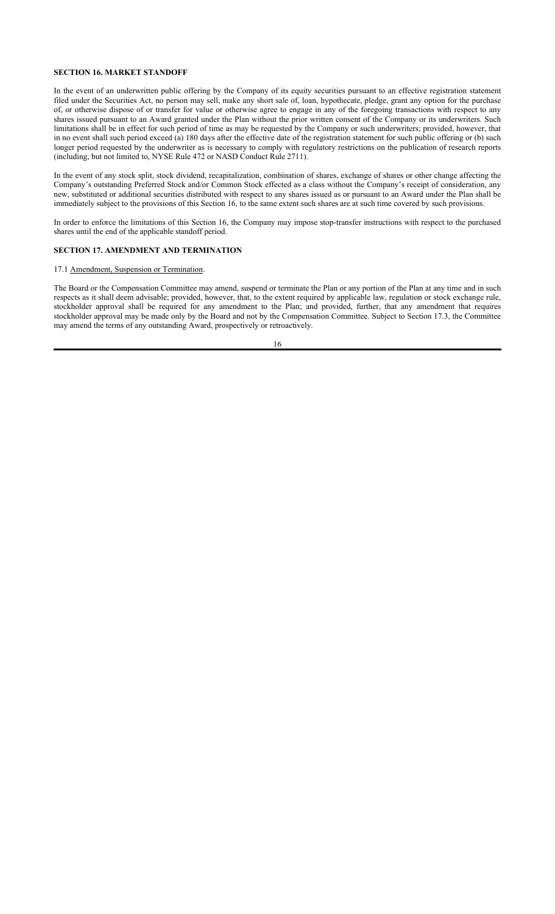**SECTION 16. MARKET STANDOFF**

In the event of an underwritten public offering by the Company of its equity securities pursuant to an effective registration statement filed under the Securities Act, no person may sell, make any short sale of, loan, hypothecate, pledge, grant any option for the purchase of, or otherwise dispose of or transfer for value or otherwise agree to engage in any of the foregoing transactions with respect to any shares issued pursuant to an Award granted under the Plan without the prior written consent of the Company or its underwriters. Such limitations shall be in effect for such period of time as may be requested by the Company or such underwriters; provided, however, that in no event shall such period exceed (a) 180 days after the effective date of the registration statement for such public offering or (b) such longer period requested by the underwriter as is necessary to comply with regulatory restrictions on the publication of research reports (including, but not limited to, NYSE Rule 472 or NASD Conduct Rule 2711).

In the event of any stock split, stock dividend, recapitalization, combination of shares, exchange of shares or other change affecting the Company's outstanding Preferred Stock and/or Common Stock effected as a class without the Company's receipt of consideration, any new, substituted or additional securities distributed with respect to any shares issued as or pursuant to an Award under the Plan shall be immediately subject to the provisions of this Section 16, to the same extent such shares are at such time covered by such provisions.

In order to enforce the limitations of this Section 16, the Company may impose stop-transfer instructions with respect to the purchased shares until the end of the applicable standoff period.

**SECTION 17. AMENDMENT AND TERMINATION**

17.1 Amendment, Suspension or Termination.

The Board or the Compensation Committee may amend, suspend or terminate the Plan or any portion of the Plan at any time and in such respects as it shall deem advisable; provided, however, that, to the extent required by applicable law, regulation or stock exchange rule, stockholder approval shall be required for any amendment to the Plan; and provided, further, that any amendment that requires stockholder approval may be made only by the Board and not by the Compensation Committee. Subject to Section 17.3, the Committee may amend the terms of any outstanding Award, prospectively or retroactively.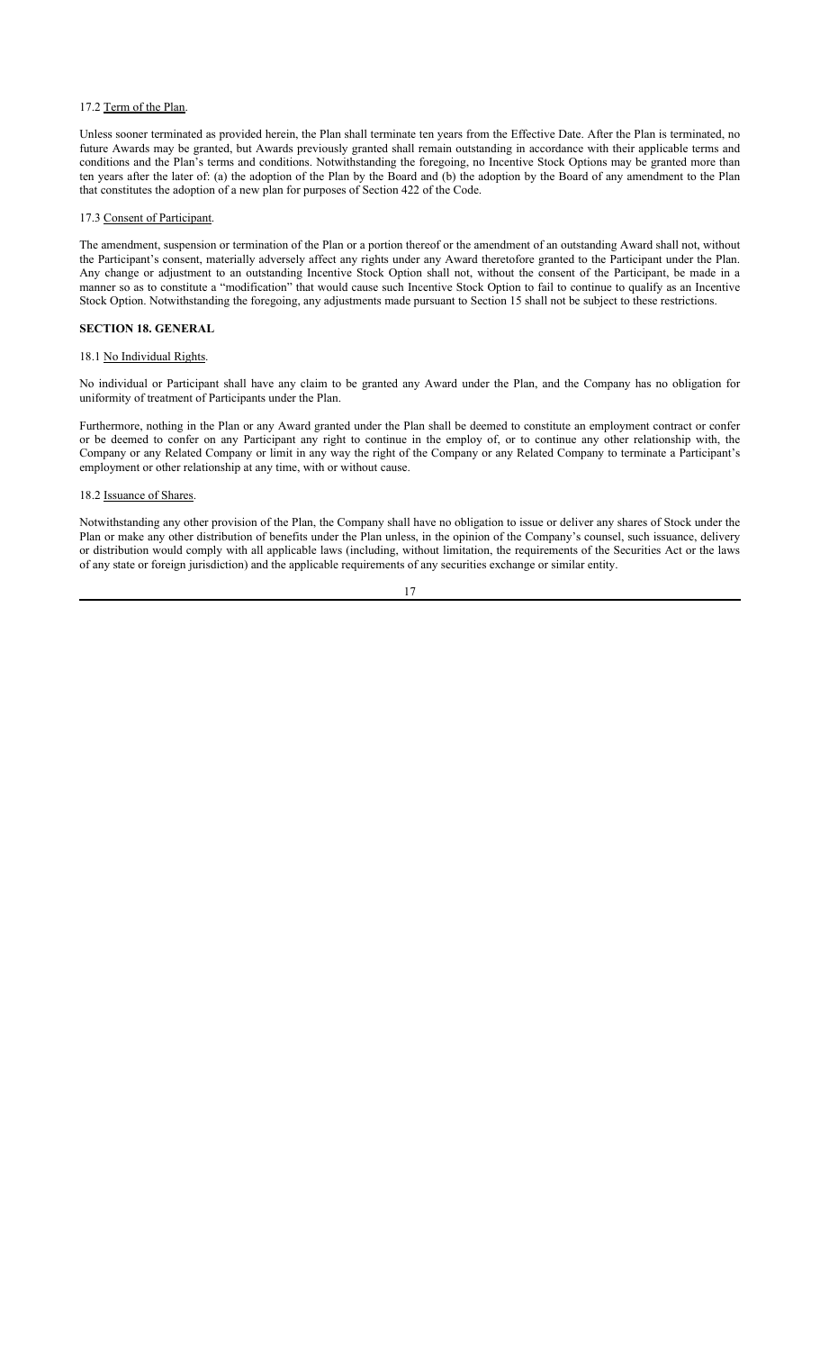17.2 Term of the Plan.

Unless sooner terminated as provided herein, the Plan shall terminate ten years from the Effective Date. After the Plan is terminated, no future Awards may be granted, but Awards previously granted shall remain outstanding in accordance with their applicable terms and conditions and the Plan's terms and conditions. Notwithstanding the foregoing, no Incentive Stock Options may be granted more than ten years after the later of: (a) the adoption of the Plan by the Board and (b) the adoption by the Board of any amendment to the Plan that constitutes the adoption of a new plan for purposes of Section 422 of the Code.

17.3 Consent of Participant.

The amendment, suspension or termination of the Plan or a portion thereof or the amendment of an outstanding Award shall not, without the Participant's consent, materially adversely affect any rights under any Award theretofore granted to the Participant under the Plan. Any change or adjustment to an outstanding Incentive Stock Option shall not, without the consent of the Participant, be made in a manner so as to constitute a "modification" that would cause such Incentive Stock Option to fail to continue to qualify as an Incentive Stock Option. Notwithstanding the foregoing, any adjustments made pursuant to Section 15 shall not be subject to these restrictions.

**SECTION 18. GENERAL**

18.1 No Individual Rights.

No individual or Participant shall have any claim to be granted any Award under the Plan, and the Company has no obligation for uniformity of treatment of Participants under the Plan.

Furthermore, nothing in the Plan or any Award granted under the Plan shall be deemed to constitute an employment contract or confer or be deemed to confer on any Participant any right to continue in the employ of, or to continue any other relationship with, the Company or any Related Company or limit in any way the right of the Company or any Related Company to terminate a Participant's employment or other relationship at any time, with or without cause.

18.2 Issuance of Shares.

Notwithstanding any other provision of the Plan, the Company shall have no obligation to issue or deliver any shares of Stock under the Plan or make any other distribution of benefits under the Plan unless, in the opinion of the Company's counsel, such issuance, delivery or distribution would comply with all applicable laws (including, without limitation, the requirements of the Securities Act or the laws of any state or foreign jurisdiction) and the applicable requirements of any securities exchange or similar entity.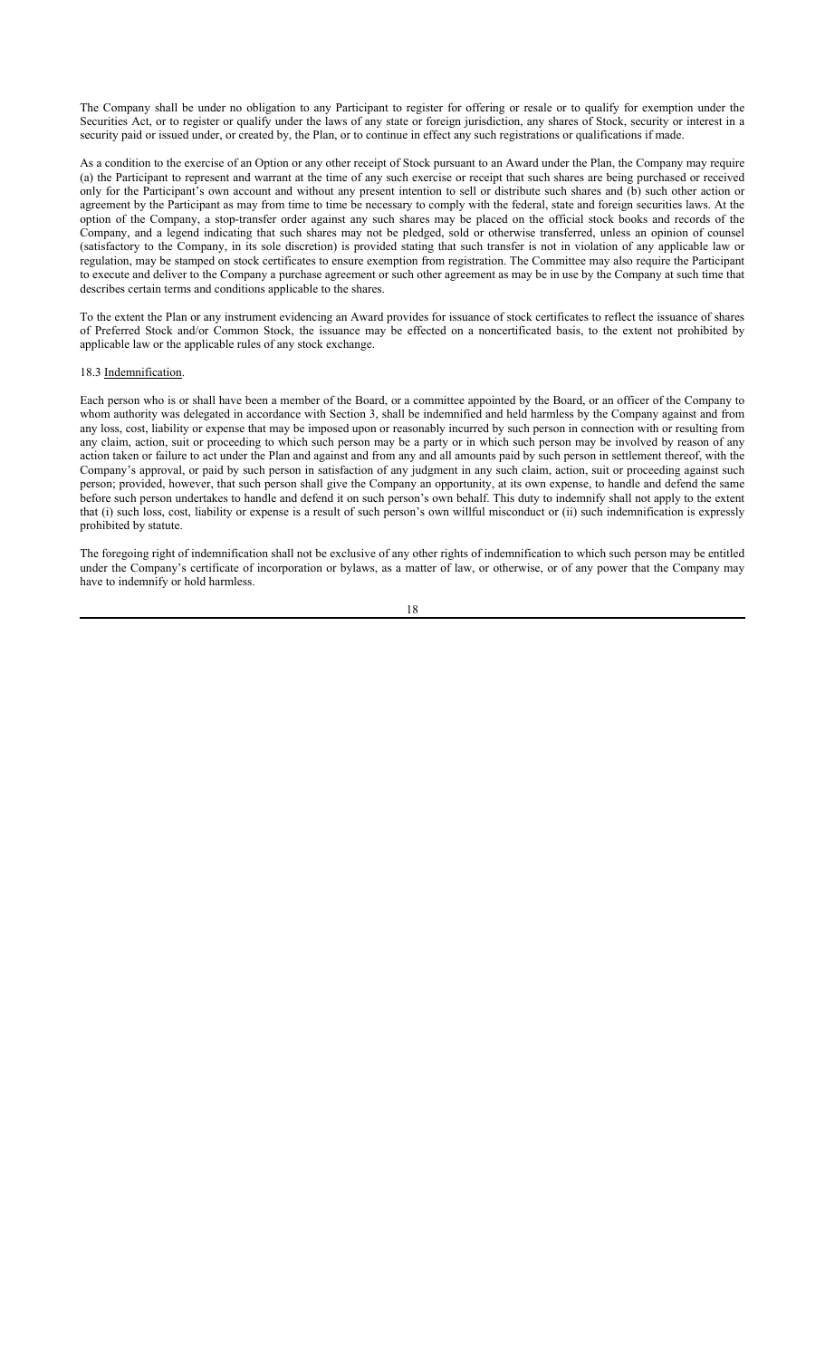The Company shall be under no obligation to any Participant to register for offering or resale or to qualify for exemption under the Securities Act, or to register or qualify under the laws of any state or foreign jurisdiction, any shares of Stock, security or interest in a security paid or issued under, or created by, the Plan, or to continue in effect any such registrations or qualifications if made.

As a condition to the exercise of an Option or any other receipt of Stock pursuant to an Award under the Plan, the Company may require (a) the Participant to represent and warrant at the time of any such exercise or receipt that such shares are being purchased or received only for the Participant's own account and without any present intention to sell or distribute such shares and (b) such other action or agreement by the Participant as may from time to time be necessary to comply with the federal, state and foreign securities laws. At the option of the Company, a stop-transfer order against any such shares may be placed on the official stock books and records of the Company, and a legend indicating that such shares may not be pledged, sold or otherwise transferred, unless an opinion of counsel (satisfactory to the Company, in its sole discretion) is provided stating that such transfer is not in violation of any applicable law or regulation, may be stamped on stock certificates to ensure exemption from registration. The Committee may also require the Participant to execute and deliver to the Company a purchase agreement or such other agreement as may be in use by the Company at such time that describes certain terms and conditions applicable to the shares.

To the extent the Plan or any instrument evidencing an Award provides for issuance of stock certificates to reflect the issuance of shares of Preferred Stock and/or Common Stock, the issuance may be effected on a noncertificated basis, to the extent not prohibited by applicable law or the applicable rules of any stock exchange.

18.3 Indemnification.

Each person who is or shall have been a member of the Board, or a committee appointed by the Board, or an officer of the Company to whom authority was delegated in accordance with Section 3, shall be indemnified and held harmless by the Company against and from any loss, cost, liability or expense that may be imposed upon or reasonably incurred by such person in connection with or resulting from any claim, action, suit or proceeding to which such person may be a party or in which such person may be involved by reason of any action taken or failure to act under the Plan and against and from any and all amounts paid by such person in settlement thereof, with the Company's approval, or paid by such person in satisfaction of any judgment in any such claim, action, suit or proceeding against such person; provided, however, that such person shall give the Company an opportunity, at its own expense, to handle and defend the same before such person undertakes to handle and defend it on such person's own behalf. This duty to indemnify shall not apply to the extent that (i) such loss, cost, liability or expense is a result of such person's own willful misconduct or (ii) such indemnification is expressly prohibited by statute.

The foregoing right of indemnification shall not be exclusive of any other rights of indemnification to which such person may be entitled under the Company's certificate of incorporation or bylaws, as a matter of law, or otherwise, or of any power that the Company may have to indemnify or hold harmless.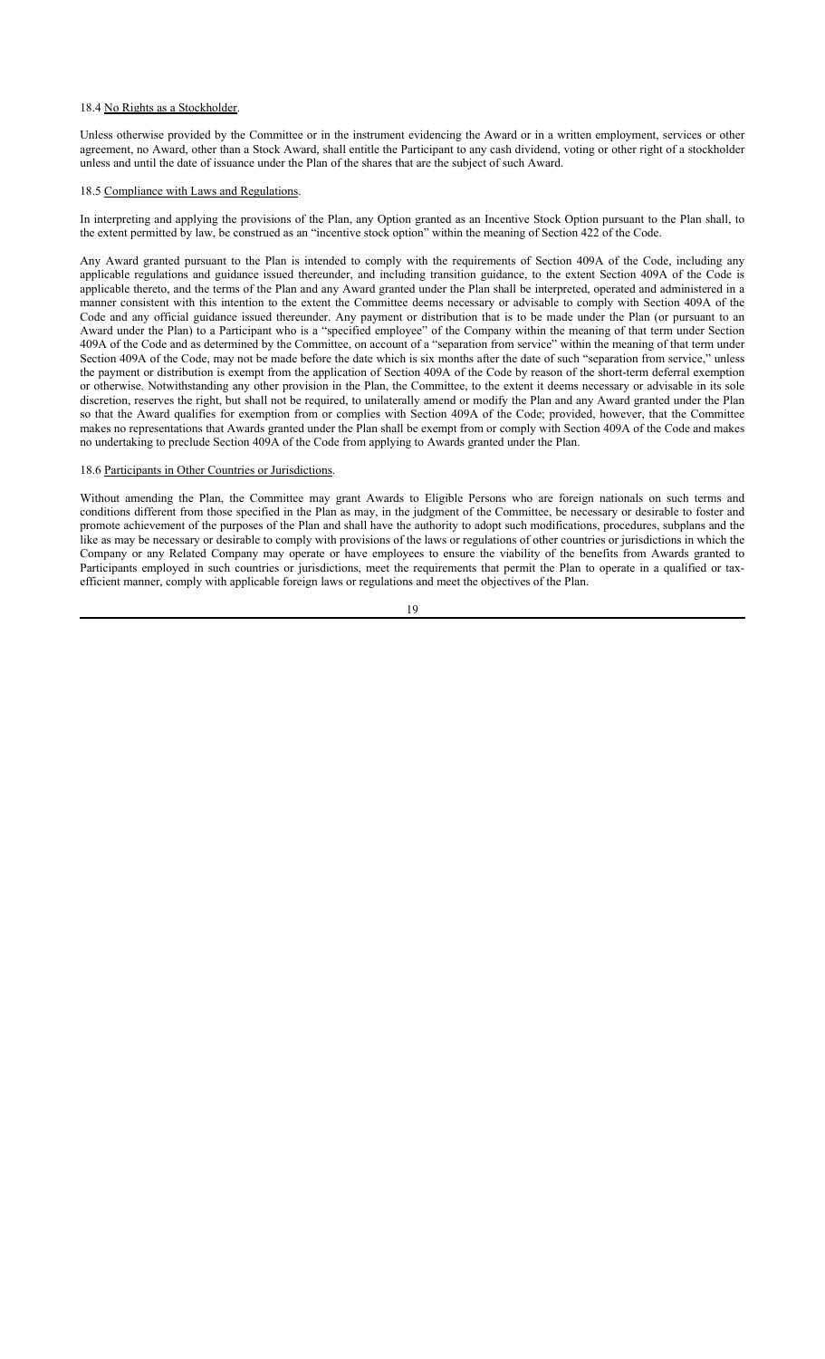18.4 <u>No Rights as a Stockholder</u>.

Unless otherwise provided by the Committee or in the instrument evidencing the Award or in a written employment, services or other agreement, no Award, other than a Stock Award, shall entitle the Participant to any cash dividend, voting or other right of a stockholder unless and until the date of issuance under the Plan of the shares that are the subject of such Award.

18.5 <u>Compliance with Laws and Regulations</u>.

In interpreting and applying the provisions of the Plan, any Option granted as an Incentive Stock Option pursuant to the Plan shall, to the extent permitted by law, be construed as an "incentive stock option" within the meaning of Section 422 of the Code.

Any Award granted pursuant to the Plan is intended to comply with the requirements of Section 409A of the Code, including any applicable regulations and guidance issued thereunder, and including transition guidance, to the extent Section 409A of the Code is applicable thereto, and the terms of the Plan and any Award granted under the Plan shall be interpreted, operated and administered in a manner consistent with this intention to the extent the Committee deems necessary or advisable to comply with Section 409A of the Code and any official guidance issued thereunder. Any payment or distribution that is to be made under the Plan (or pursuant to an Award under the Plan) to a Participant who is a "specified employee" of the Company within the meaning of that term under Section 409A of the Code and as determined by the Committee, on account of a "separation from service" within the meaning of that term under Section 409A of the Code, may not be made before the date which is six months after the date of such "separation from service," unless the payment or distribution is exempt from the application of Section 409A of the Code by reason of the short-term deferral exemption or otherwise. Notwithstanding any other provision in the Plan, the Committee, to the extent it deems necessary or advisable in its sole discretion, reserves the right, but shall not be required, to unilaterally amend or modify the Plan and any Award granted under the Plan so that the Award qualifies for exemption from or complies with Section 409A of the Code; provided, however, that the Committee makes no representations that Awards granted under the Plan shall be exempt from or comply with Section 409A of the Code and makes no undertaking to preclude Section 409A of the Code from applying to Awards granted under the Plan.

18.6 <u>Participants in Other Countries or Jurisdictions</u>.

Without amending the Plan, the Committee may grant Awards to Eligible Persons who are foreign nationals on such terms and conditions different from those specified in the Plan as may, in the judgment of the Committee, be necessary or desirable to foster and promote achievement of the purposes of the Plan and shall have the authority to adopt such modifications, procedures, subplans and the like as may be necessary or desirable to comply with provisions of the laws or regulations of other countries or jurisdictions in which the Company or any Related Company may operate or have employees to ensure the viability of the benefits from Awards granted to Participants employed in such countries or jurisdictions, meet the requirements that permit the Plan to operate in a qualified or tax-efficient manner, comply with applicable foreign laws or regulations and meet the objectives of the Plan.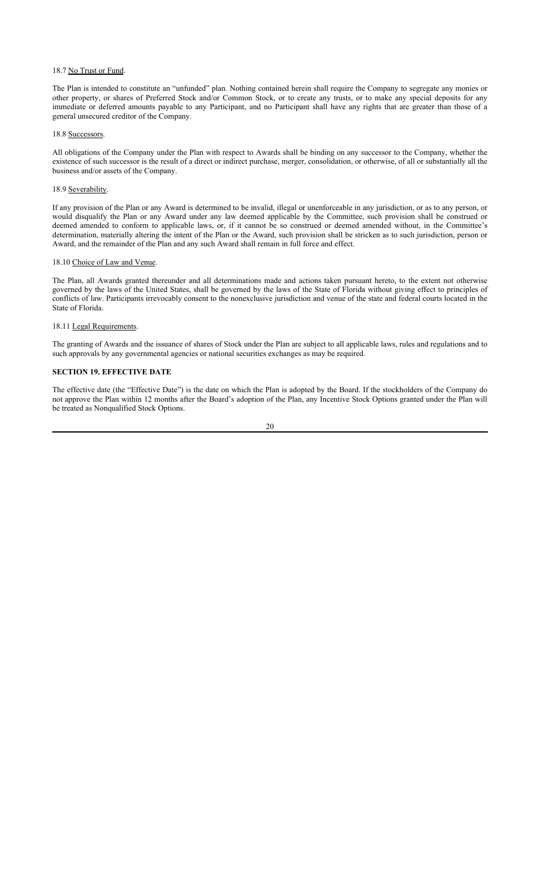18.7 No Trust or Fund.

The Plan is intended to constitute an "unfunded" plan. Nothing contained herein shall require the Company to segregate any monies or other property, or shares of Preferred Stock and/or Common Stock, or to create any trusts, or to make any special deposits for any immediate or deferred amounts payable to any Participant, and no Participant shall have any rights that are greater than those of a general unsecured creditor of the Company.

18.8 Successors.

All obligations of the Company under the Plan with respect to Awards shall be binding on any successor to the Company, whether the existence of such successor is the result of a direct or indirect purchase, merger, consolidation, or otherwise, of all or substantially all the business and/or assets of the Company.

18.9 Severability.

If any provision of the Plan or any Award is determined to be invalid, illegal or unenforceable in any jurisdiction, or as to any person, or would disqualify the Plan or any Award under any law deemed applicable by the Committee, such provision shall be construed or deemed amended to conform to applicable laws, or, if it cannot be so construed or deemed amended without, in the Committee's determination, materially altering the intent of the Plan or the Award, such provision shall be stricken as to such jurisdiction, person or Award, and the remainder of the Plan and any such Award shall remain in full force and effect.

18.10 Choice of Law and Venue.

The Plan, all Awards granted thereunder and all determinations made and actions taken pursuant hereto, to the extent not otherwise governed by the laws of the United States, shall be governed by the laws of the State of Florida without giving effect to principles of conflicts of law. Participants irrevocably consent to the nonexclusive jurisdiction and venue of the state and federal courts located in the State of Florida.

18.11 Legal Requirements.

The granting of Awards and the issuance of shares of Stock under the Plan are subject to all applicable laws, rules and regulations and to such approvals by any governmental agencies or national securities exchanges as may be required.

**SECTION 19. EFFECTIVE DATE**

The effective date (the "Effective Date") is the date on which the Plan is adopted by the Board. If the stockholders of the Company do not approve the Plan within 12 months after the Board's adoption of the Plan, any Incentive Stock Options granted under the Plan will be treated as Nonqualified Stock Options.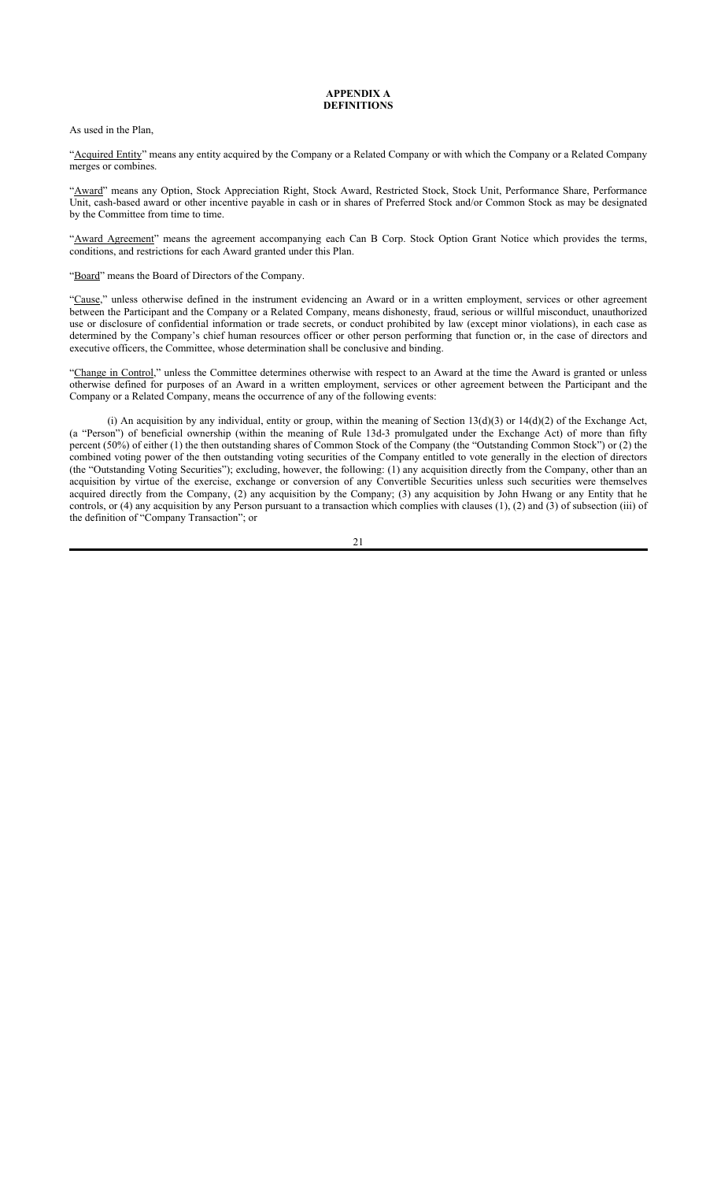**APPENDIX A**
**DEFINITIONS**

As used in the Plan,

"Acquired Entity" means any entity acquired by the Company or a Related Company or with which the Company or a Related Company merges or combines.

"Award" means any Option, Stock Appreciation Right, Stock Award, Restricted Stock, Stock Unit, Performance Share, Performance Unit, cash-based award or other incentive payable in cash or in shares of Preferred Stock and/or Common Stock as may be designated by the Committee from time to time.

"Award Agreement" means the agreement accompanying each Can B Corp. Stock Option Grant Notice which provides the terms, conditions, and restrictions for each Award granted under this Plan.

"Board" means the Board of Directors of the Company.

"Cause," unless otherwise defined in the instrument evidencing an Award or in a written employment, services or other agreement between the Participant and the Company or a Related Company, means dishonesty, fraud, serious or willful misconduct, unauthorized use or disclosure of confidential information or trade secrets, or conduct prohibited by law (except minor violations), in each case as determined by the Company's chief human resources officer or other person performing that function or, in the case of directors and executive officers, the Committee, whose determination shall be conclusive and binding.

"Change in Control," unless the Committee determines otherwise with respect to an Award at the time the Award is granted or unless otherwise defined for purposes of an Award in a written employment, services or other agreement between the Participant and the Company or a Related Company, means the occurrence of any of the following events:

(i) An acquisition by any individual, entity or group, within the meaning of Section 13(d)(3) or 14(d)(2) of the Exchange Act, (a "Person") of beneficial ownership (within the meaning of Rule 13d-3 promulgated under the Exchange Act) of more than fifty percent (50%) of either (1) the then outstanding shares of Common Stock of the Company (the "Outstanding Common Stock") or (2) the combined voting power of the then outstanding voting securities of the Company entitled to vote generally in the election of directors (the "Outstanding Voting Securities"); excluding, however, the following: (1) any acquisition directly from the Company, other than an acquisition by virtue of the exercise, exchange or conversion of any Convertible Securities unless such securities were themselves acquired directly from the Company, (2) any acquisition by the Company; (3) any acquisition by John Hwang or any Entity that he controls, or (4) any acquisition by any Person pursuant to a transaction which complies with clauses (1), (2) and (3) of subsection (iii) of the definition of "Company Transaction"; or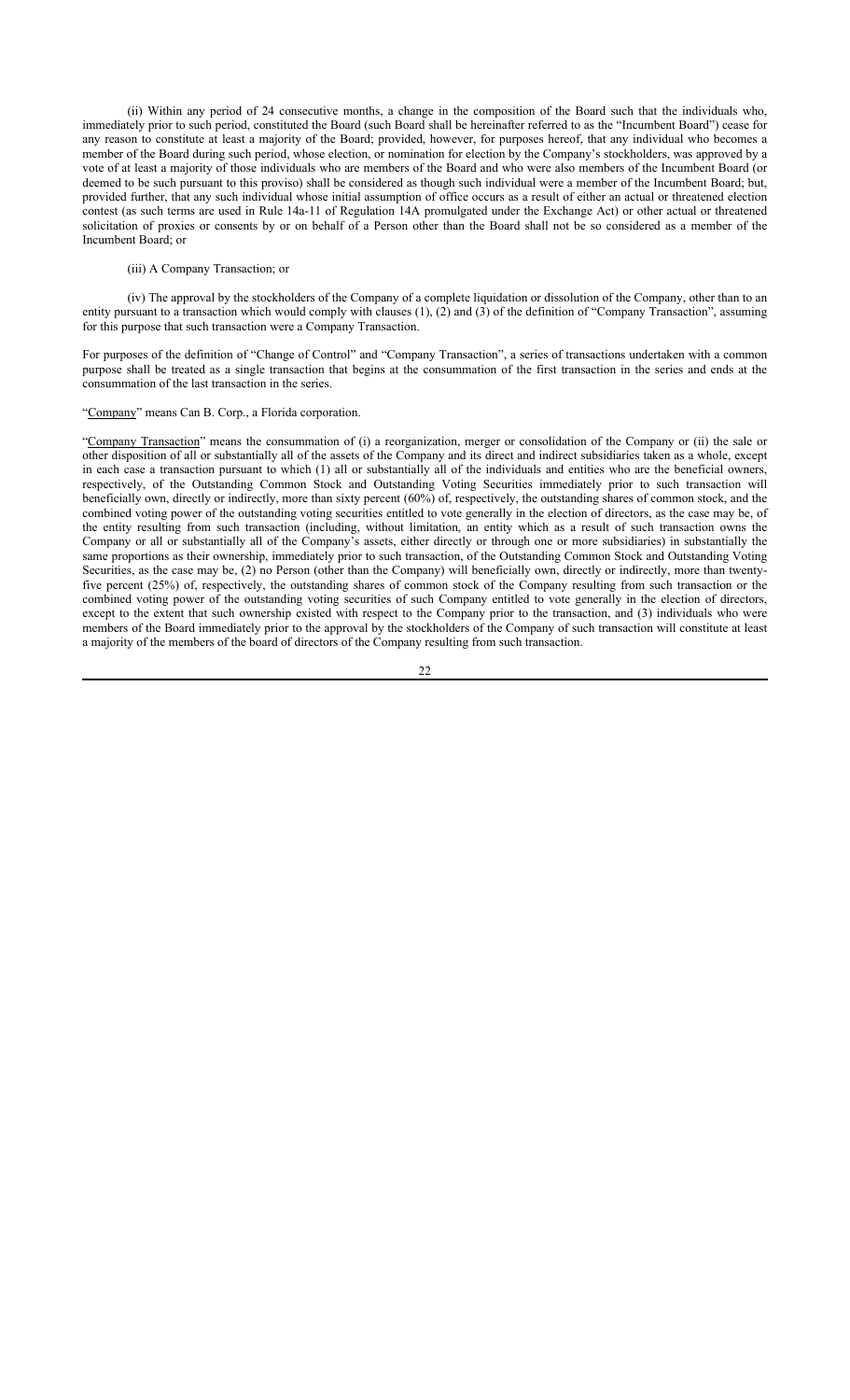(ii) Within any period of 24 consecutive months, a change in the composition of the Board such that the individuals who, immediately prior to such period, constituted the Board (such Board shall be hereinafter referred to as the "Incumbent Board") cease for any reason to constitute at least a majority of the Board; provided, however, for purposes hereof, that any individual who becomes a member of the Board during such period, whose election, or nomination for election by the Company's stockholders, was approved by a vote of at least a majority of those individuals who are members of the Board and who were also members of the Incumbent Board (or deemed to be such pursuant to this proviso) shall be considered as though such individual were a member of the Incumbent Board; but, provided further, that any such individual whose initial assumption of office occurs as a result of either an actual or threatened election contest (as such terms are used in Rule 14a-11 of Regulation 14A promulgated under the Exchange Act) or other actual or threatened solicitation of proxies or consents by or on behalf of a Person other than the Board shall not be so considered as a member of the Incumbent Board; or

(iii) A Company Transaction; or

(iv) The approval by the stockholders of the Company of a complete liquidation or dissolution of the Company, other than to an entity pursuant to a transaction which would comply with clauses (1), (2) and (3) of the definition of "Company Transaction", assuming for this purpose that such transaction were a Company Transaction.

For purposes of the definition of "Change of Control" and "Company Transaction", a series of transactions undertaken with a common purpose shall be treated as a single transaction that begins at the consummation of the first transaction in the series and ends at the consummation of the last transaction in the series.

"Company" means Can B. Corp., a Florida corporation.

"Company Transaction" means the consummation of (i) a reorganization, merger or consolidation of the Company or (ii) the sale or other disposition of all or substantially all of the assets of the Company and its direct and indirect subsidiaries taken as a whole, except in each case a transaction pursuant to which (1) all or substantially all of the individuals and entities who are the beneficial owners, respectively, of the Outstanding Common Stock and Outstanding Voting Securities immediately prior to such transaction will beneficially own, directly or indirectly, more than sixty percent (60%) of, respectively, the outstanding shares of common stock, and the combined voting power of the outstanding voting securities entitled to vote generally in the election of directors, as the case may be, of the entity resulting from such transaction (including, without limitation, an entity which as a result of such transaction owns the Company or all or substantially all of the Company's assets, either directly or through one or more subsidiaries) in substantially the same proportions as their ownership, immediately prior to such transaction, of the Outstanding Common Stock and Outstanding Voting Securities, as the case may be, (2) no Person (other than the Company) will beneficially own, directly or indirectly, more than twenty-five percent (25%) of, respectively, the outstanding shares of common stock of the Company resulting from such transaction or the combined voting power of the outstanding voting securities of such Company entitled to vote generally in the election of directors, except to the extent that such ownership existed with respect to the Company prior to the transaction, and (3) individuals who were members of the Board immediately prior to the approval by the stockholders of the Company of such transaction will constitute at least a majority of the members of the board of directors of the Company resulting from such transaction.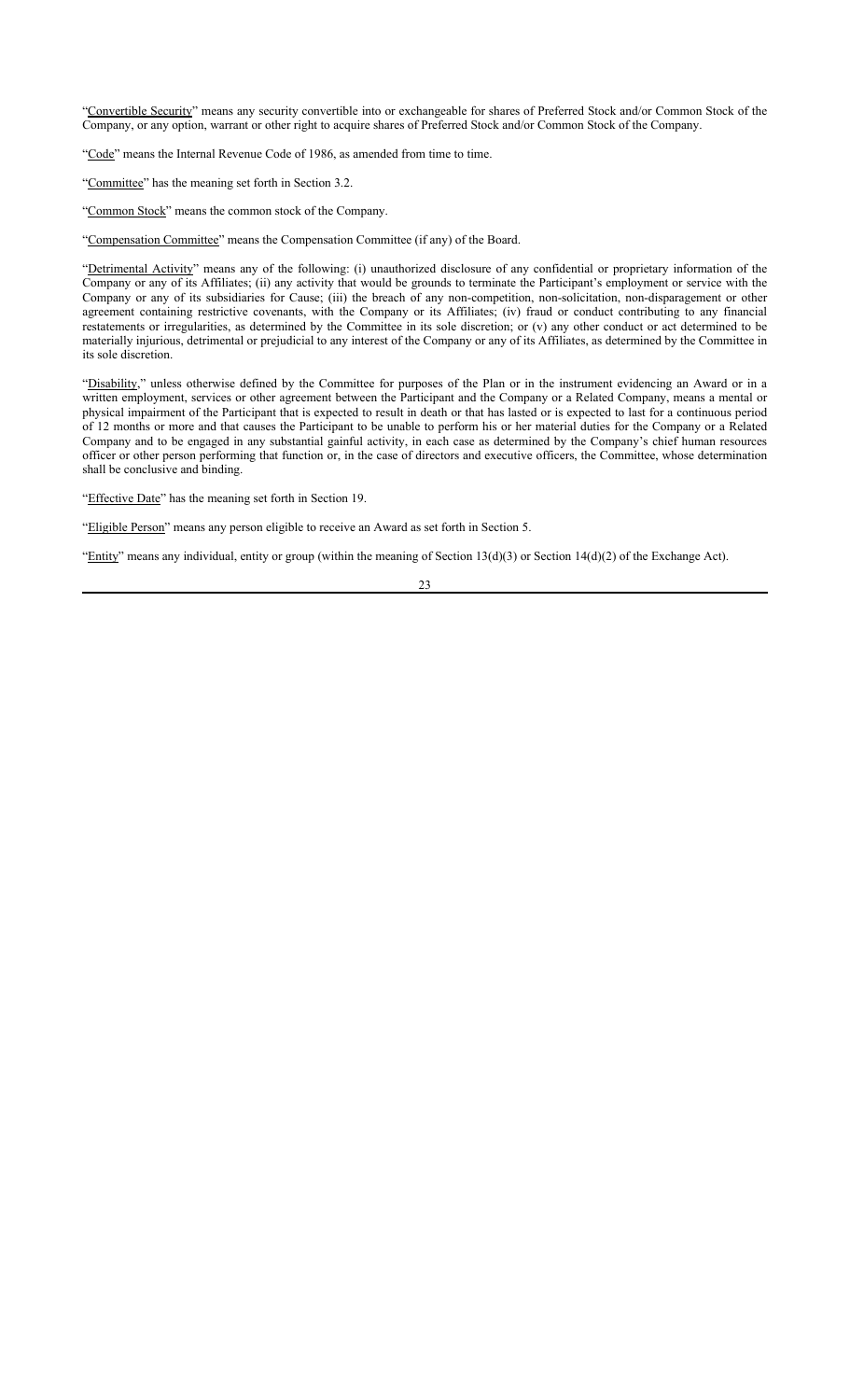"Convertible Security" means any security convertible into or exchangeable for shares of Preferred Stock and/or Common Stock of the Company, or any option, warrant or other right to acquire shares of Preferred Stock and/or Common Stock of the Company.

"Code" means the Internal Revenue Code of 1986, as amended from time to time.

"Committee" has the meaning set forth in Section 3.2.

"Common Stock" means the common stock of the Company.

"Compensation Committee" means the Compensation Committee (if any) of the Board.

"Detrimental Activity" means any of the following: (i) unauthorized disclosure of any confidential or proprietary information of the Company or any of its Affiliates; (ii) any activity that would be grounds to terminate the Participant's employment or service with the Company or any of its subsidiaries for Cause; (iii) the breach of any non-competition, non-solicitation, non-disparagement or other agreement containing restrictive covenants, with the Company or its Affiliates; (iv) fraud or conduct contributing to any financial restatements or irregularities, as determined by the Committee in its sole discretion; or (v) any other conduct or act determined to be materially injurious, detrimental or prejudicial to any interest of the Company or any of its Affiliates, as determined by the Committee in its sole discretion.

"Disability," unless otherwise defined by the Committee for purposes of the Plan or in the instrument evidencing an Award or in a written employment, services or other agreement between the Participant and the Company or a Related Company, means a mental or physical impairment of the Participant that is expected to result in death or that has lasted or is expected to last for a continuous period of 12 months or more and that causes the Participant to be unable to perform his or her material duties for the Company or a Related Company and to be engaged in any substantial gainful activity, in each case as determined by the Company's chief human resources officer or other person performing that function or, in the case of directors and executive officers, the Committee, whose determination shall be conclusive and binding.

"Effective Date" has the meaning set forth in Section 19.

"Eligible Person" means any person eligible to receive an Award as set forth in Section 5.

"Entity" means any individual, entity or group (within the meaning of Section 13(d)(3) or Section 14(d)(2) of the Exchange Act).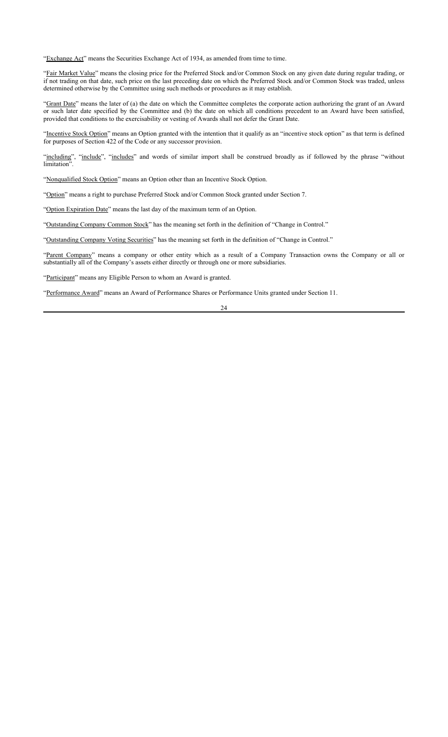"Exchange Act" means the Securities Exchange Act of 1934, as amended from time to time.

"Fair Market Value" means the closing price for the Preferred Stock and/or Common Stock on any given date during regular trading, or if not trading on that date, such price on the last preceding date on which the Preferred Stock and/or Common Stock was traded, unless determined otherwise by the Committee using such methods or procedures as it may establish.

"Grant Date" means the later of (a) the date on which the Committee completes the corporate action authorizing the grant of an Award or such later date specified by the Committee and (b) the date on which all conditions precedent to an Award have been satisfied, provided that conditions to the exercisability or vesting of Awards shall not defer the Grant Date.

"Incentive Stock Option" means an Option granted with the intention that it qualify as an "incentive stock option" as that term is defined for purposes of Section 422 of the Code or any successor provision.

"including", "include", "includes" and words of similar import shall be construed broadly as if followed by the phrase "without limitation".

"Nonqualified Stock Option" means an Option other than an Incentive Stock Option.

"Option" means a right to purchase Preferred Stock and/or Common Stock granted under Section 7.

"Option Expiration Date" means the last day of the maximum term of an Option.

"Outstanding Company Common Stock" has the meaning set forth in the definition of "Change in Control."

"Outstanding Company Voting Securities" has the meaning set forth in the definition of "Change in Control."

"Parent Company" means a company or other entity which as a result of a Company Transaction owns the Company or all or substantially all of the Company's assets either directly or through one or more subsidiaries.

"Participant" means any Eligible Person to whom an Award is granted.

"Performance Award" means an Award of Performance Shares or Performance Units granted under Section 11.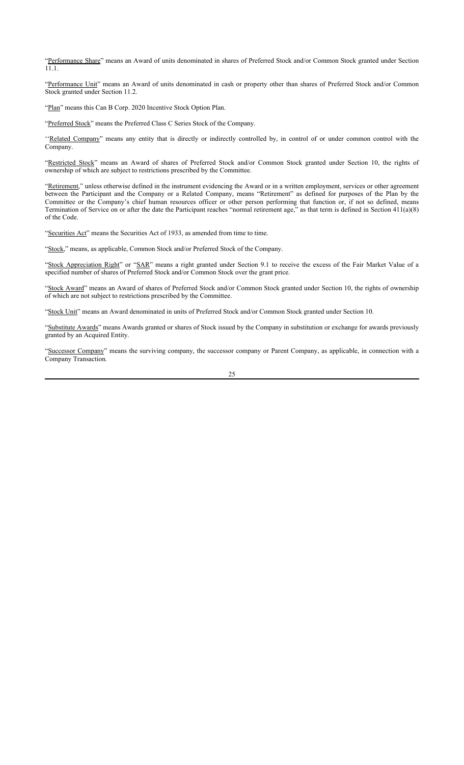"Performance Share" means an Award of units denominated in shares of Preferred Stock and/or Common Stock granted under Section 11.1.

"Performance Unit" means an Award of units denominated in cash or property other than shares of Preferred Stock and/or Common Stock granted under Section 11.2.

"Plan" means this Can B Corp. 2020 Incentive Stock Option Plan.

"Preferred Stock" means the Preferred Class C Series Stock of the Company.

''Related Company" means any entity that is directly or indirectly controlled by, in control of or under common control with the Company.

"Restricted Stock" means an Award of shares of Preferred Stock and/or Common Stock granted under Section 10, the rights of ownership of which are subject to restrictions prescribed by the Committee.

"Retirement," unless otherwise defined in the instrument evidencing the Award or in a written employment, services or other agreement between the Participant and the Company or a Related Company, means "Retirement" as defined for purposes of the Plan by the Committee or the Company's chief human resources officer or other person performing that function or, if not so defined, means Termination of Service on or after the date the Participant reaches "normal retirement age," as that term is defined in Section 411(a)(8) of the Code.

"Securities Act" means the Securities Act of 1933, as amended from time to time.

"Stock," means, as applicable, Common Stock and/or Preferred Stock of the Company.

"Stock Appreciation Right" or "SAR" means a right granted under Section 9.1 to receive the excess of the Fair Market Value of a specified number of shares of Preferred Stock and/or Common Stock over the grant price.

"Stock Award" means an Award of shares of Preferred Stock and/or Common Stock granted under Section 10, the rights of ownership of which are not subject to restrictions prescribed by the Committee.

"Stock Unit" means an Award denominated in units of Preferred Stock and/or Common Stock granted under Section 10.

"Substitute Awards" means Awards granted or shares of Stock issued by the Company in substitution or exchange for awards previously granted by an Acquired Entity.

"Successor Company" means the surviving company, the successor company or Parent Company, as applicable, in connection with a Company Transaction.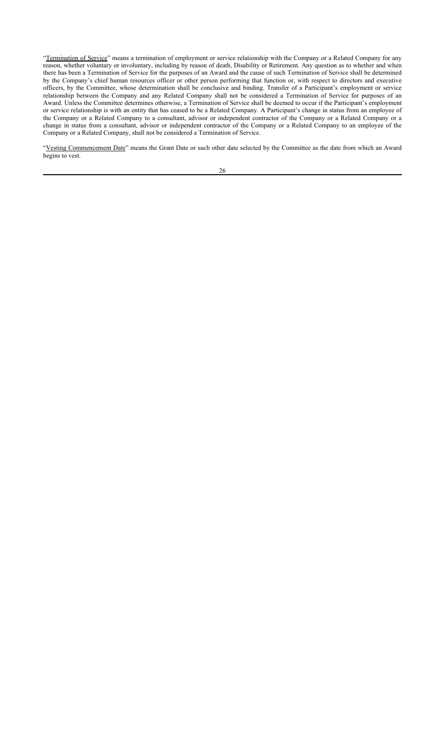"Termination of Service" means a termination of employment or service relationship with the Company or a Related Company for any reason, whether voluntary or involuntary, including by reason of death, Disability or Retirement. Any question as to whether and when there has been a Termination of Service for the purposes of an Award and the cause of such Termination of Service shall be determined by the Company's chief human resources officer or other person performing that function or, with respect to directors and executive officers, by the Committee, whose determination shall be conclusive and binding. Transfer of a Participant's employment or service relationship between the Company and any Related Company shall not be considered a Termination of Service for purposes of an Award. Unless the Committee determines otherwise, a Termination of Service shall be deemed to occur if the Participant's employment or service relationship is with an entity that has ceased to be a Related Company. A Participant's change in status from an employee of the Company or a Related Company to a consultant, advisor or independent contractor of the Company or a Related Company or a change in status from a consultant, advisor or independent contractor of the Company or a Related Company to an employee of the Company or a Related Company, shall not be considered a Termination of Service.

"Vesting Commencement Date" means the Grant Date or such other date selected by the Committee as the date from which an Award begins to vest.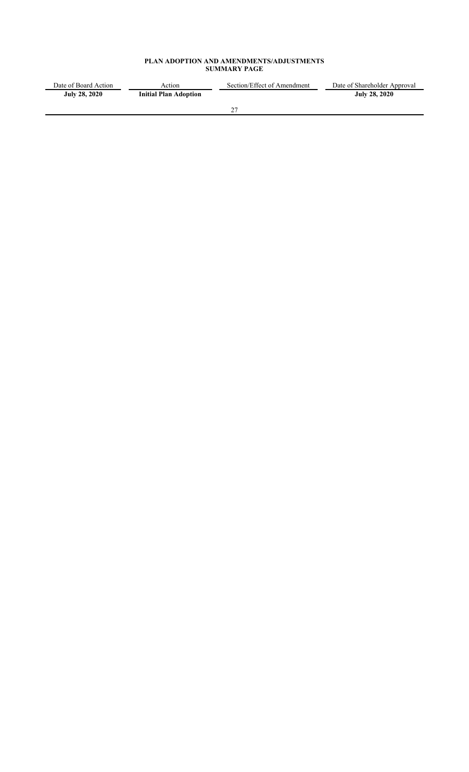**PLAN ADOPTION AND AMENDMENTS/ADJUSTMENTS**
**SUMMARY PAGE**

| Date of Board Action | Action | Section/Effect of Amendment | Date of Shareholder Approval |
|---|---|---|---|
| **July 28, 2020** | **Initial Plan Adoption** | | **July 28, 2020** |